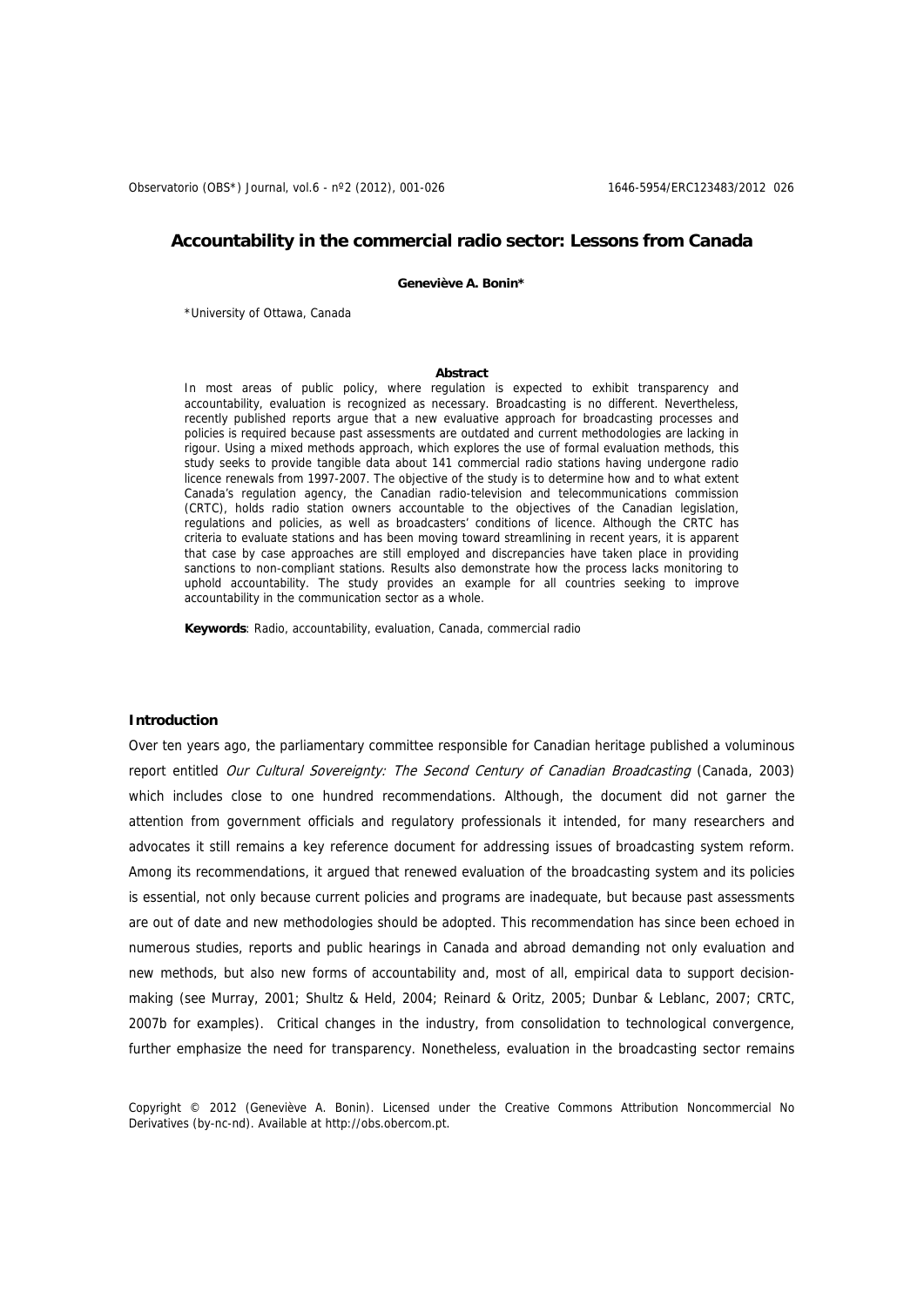# Accountability in the commercial radio sector: Lessons from Canada

**Geneviève A. Bonin***

*University of Ottawa, Canada

**Abstract**

In most areas of public policy, where regulation is expected to exhibit transparency and accountability, evaluation is recognized as necessary. Broadcasting is no different. Nevertheless, recently published reports argue that a new evaluative approach for broadcasting processes and policies is required because past assessments are outdated and current methodologies are lacking in rigour. Using a mixed methods approach, which explores the use of formal evaluation methods, this study seeks to provide tangible data about 141 commercial radio stations having undergone radio licence renewals from 1997-2007. The objective of the study is to determine how and to what extent Canada's regulation agency, the Canadian radio-television and telecommunications commission (CRTC), holds radio station owners accountable to the objectives of the Canadian legislation, regulations and policies, as well as broadcasters' conditions of licence. Although the CRTC has criteria to evaluate stations and has been moving toward streamlining in recent years, it is apparent that case by case approaches are still employed and discrepancies have taken place in providing sanctions to non-compliant stations. Results also demonstrate how the process lacks monitoring to uphold accountability. The study provides an example for all countries seeking to improve accountability in the communication sector as a whole.

**Keywords**: Radio, accountability, evaluation, Canada, commercial radio

## Introduction

Over ten years ago, the parliamentary committee responsible for Canadian heritage published a voluminous report entitled *Our Cultural Sovereignty: The Second Century of Canadian Broadcasting* (Canada, 2003) which includes close to one hundred recommendations. Although, the document did not garner the attention from government officials and regulatory professionals it intended, for many researchers and advocates it still remains a key reference document for addressing issues of broadcasting system reform. Among its recommendations, it argued that renewed evaluation of the broadcasting system and its policies is essential, not only because current policies and programs are inadequate, but because past assessments are out of date and new methodologies should be adopted. This recommendation has since been echoed in numerous studies, reports and public hearings in Canada and abroad demanding not only evaluation and new methods, but also new forms of accountability and, most of all, empirical data to support decision-making (see Murray, 2001; Shultz & Held, 2004; Reinard & Oritz, 2005; Dunbar & Leblanc, 2007; CRTC, 2007b for examples). Critical changes in the industry, from consolidation to technological convergence, further emphasize the need for transparency. Nonetheless, evaluation in the broadcasting sector remains

Copyright © 2012 (Geneviève A. Bonin). Licensed under the Creative Commons Attribution Noncommercial No Derivatives (by-nc-nd). Available at http://obs.obercom.pt.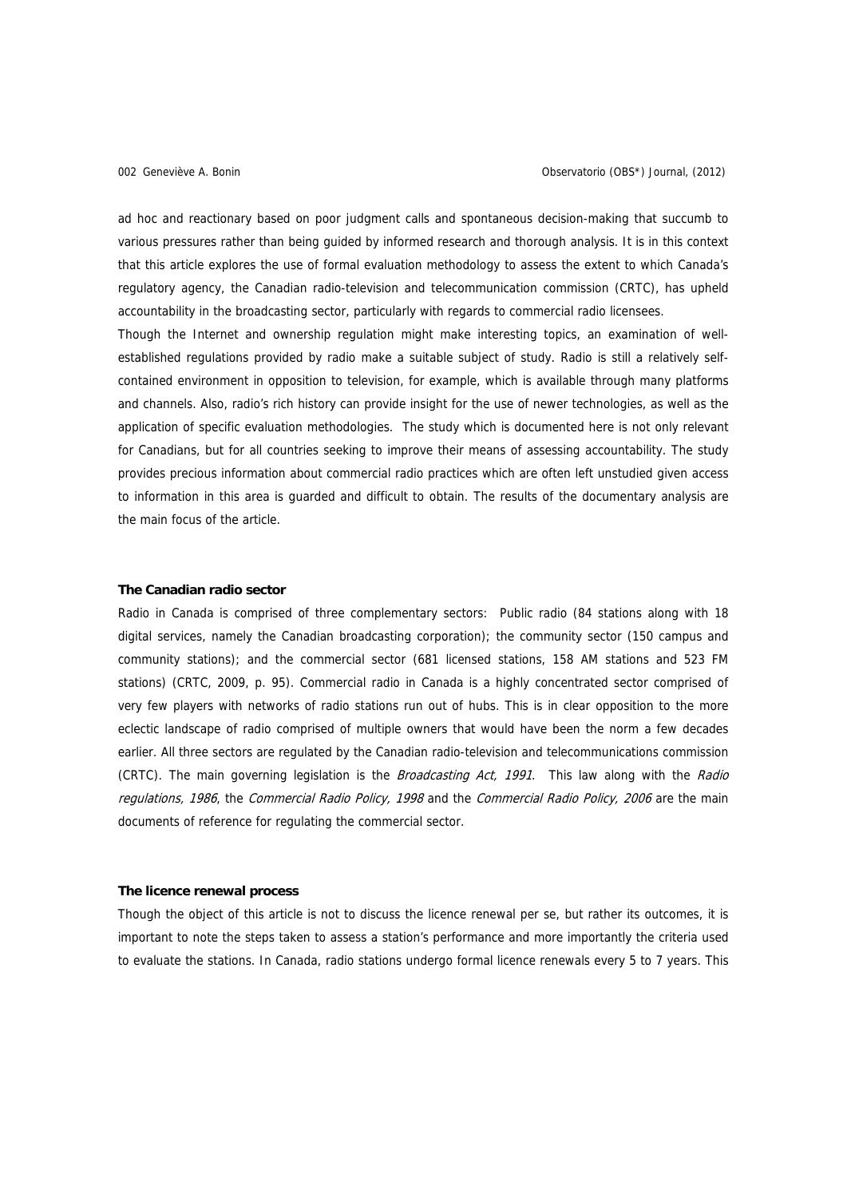ad hoc and reactionary based on poor judgment calls and spontaneous decision-making that succumb to various pressures rather than being guided by informed research and thorough analysis. It is in this context that this article explores the use of formal evaluation methodology to assess the extent to which Canada's regulatory agency, the Canadian radio-television and telecommunication commission (CRTC), has upheld accountability in the broadcasting sector, particularly with regards to commercial radio licensees.

Though the Internet and ownership regulation might make interesting topics, an examination of well-established regulations provided by radio make a suitable subject of study. Radio is still a relatively self-contained environment in opposition to television, for example, which is available through many platforms and channels. Also, radio's rich history can provide insight for the use of newer technologies, as well as the application of specific evaluation methodologies. The study which is documented here is not only relevant for Canadians, but for all countries seeking to improve their means of assessing accountability. The study provides precious information about commercial radio practices which are often left unstudied given access to information in this area is guarded and difficult to obtain. The results of the documentary analysis are the main focus of the article.

### The Canadian radio sector

Radio in Canada is comprised of three complementary sectors: Public radio (84 stations along with 18 digital services, namely the Canadian broadcasting corporation); the community sector (150 campus and community stations); and the commercial sector (681 licensed stations, 158 AM stations and 523 FM stations) (CRTC, 2009, p. 95). Commercial radio in Canada is a highly concentrated sector comprised of very few players with networks of radio stations run out of hubs. This is in clear opposition to the more eclectic landscape of radio comprised of multiple owners that would have been the norm a few decades earlier. All three sectors are regulated by the Canadian radio-television and telecommunications commission (CRTC). The main governing legislation is the *Broadcasting Act, 1991*. This law along with the *Radio regulations, 1986*, the *Commercial Radio Policy, 1998* and the *Commercial Radio Policy, 2006* are the main documents of reference for regulating the commercial sector.

### The licence renewal process

Though the object of this article is not to discuss the licence renewal per se, but rather its outcomes, it is important to note the steps taken to assess a station's performance and more importantly the criteria used to evaluate the stations. In Canada, radio stations undergo formal licence renewals every 5 to 7 years. This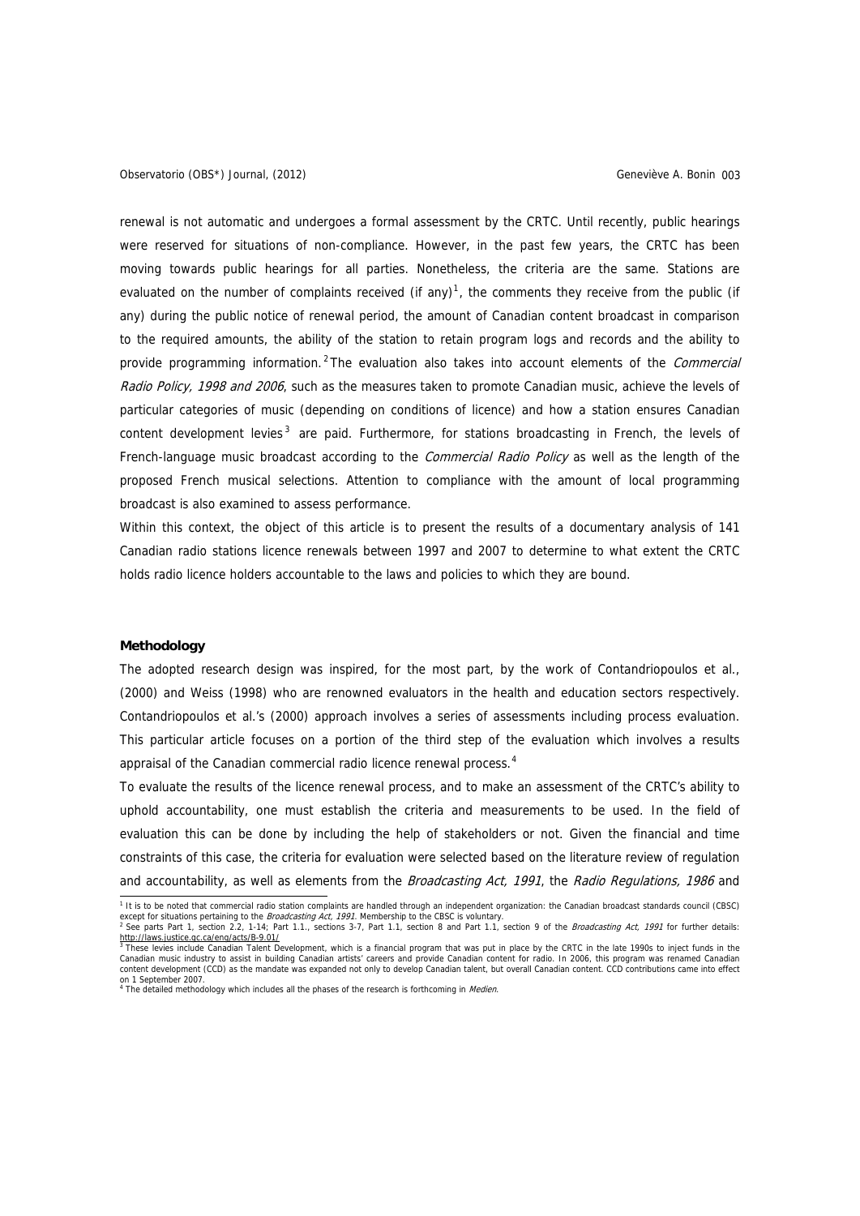renewal is not automatic and undergoes a formal assessment by the CRTC. Until recently, public hearings were reserved for situations of non-compliance. However, in the past few years, the CRTC has been moving towards public hearings for all parties. Nonetheless, the criteria are the same. Stations are evaluated on the number of complaints received (if any)[1], the comments they receive from the public (if any) during the public notice of renewal period, the amount of Canadian content broadcast in comparison to the required amounts, the ability of the station to retain program logs and records and the ability to provide programming information.[2] The evaluation also takes into account elements of the *Commercial Radio Policy, 1998 and 2006*, such as the measures taken to promote Canadian music, achieve the levels of particular categories of music (depending on conditions of licence) and how a station ensures Canadian content development levies[3] are paid. Furthermore, for stations broadcasting in French, the levels of French-language music broadcast according to the *Commercial Radio Policy* as well as the length of the proposed French musical selections. Attention to compliance with the amount of local programming broadcast is also examined to assess performance.

Within this context, the object of this article is to present the results of a documentary analysis of 141 Canadian radio stations licence renewals between 1997 and 2007 to determine to what extent the CRTC holds radio licence holders accountable to the laws and policies to which they are bound.

**Methodology**

The adopted research design was inspired, for the most part, by the work of Contandriopoulos et al., (2000) and Weiss (1998) who are renowned evaluators in the health and education sectors respectively. Contandriopoulos et al.'s (2000) approach involves a series of assessments including process evaluation. This particular article focuses on a portion of the third step of the evaluation which involves a results appraisal of the Canadian commercial radio licence renewal process.[4]

To evaluate the results of the licence renewal process, and to make an assessment of the CRTC's ability to uphold accountability, one must establish the criteria and measurements to be used. In the field of evaluation this can be done by including the help of stakeholders or not. Given the financial and time constraints of this case, the criteria for evaluation were selected based on the literature review of regulation and accountability, as well as elements from the *Broadcasting Act, 1991*, the *Radio Regulations, 1986* and

---

[1] It is to be noted that commercial radio station complaints are handled through an independent organization: the Canadian broadcast standards council (CBSC) except for situations pertaining to the *Broadcasting Act, 1991*. Membership to the CBSC is voluntary.

[2] See parts Part 1, section 2.2, 1-14; Part 1.1., sections 3-7, Part 1.1, section 8 and Part 1.1, section 9 of the *Broadcasting Act, 1991* for further details: http://laws.justice.gc.ca/eng/acts/B-9.01/

[3] These levies include Canadian Talent Development, which is a financial program that was put in place by the CRTC in the late 1990s to inject funds in the Canadian music industry to assist in building Canadian artists' careers and provide Canadian content for radio. In 2006, this program was renamed Canadian content development (CCD) as the mandate was expanded not only to develop Canadian talent, but overall Canadian content. CCD contributions came into effect on 1 September 2007.

[4] The detailed methodology which includes all the phases of the research is forthcoming in *Medien*.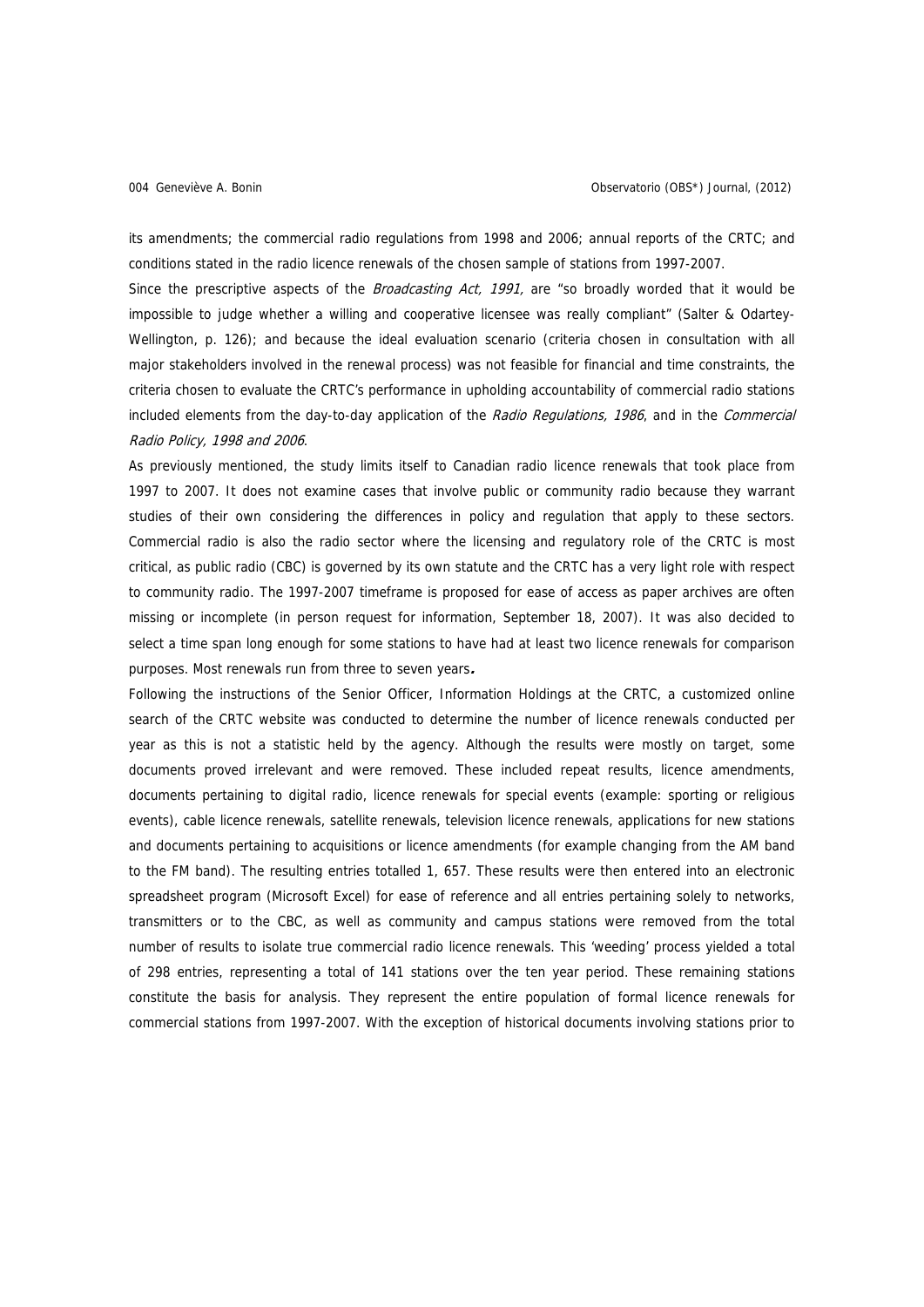its amendments; the commercial radio regulations from 1998 and 2006; annual reports of the CRTC; and conditions stated in the radio licence renewals of the chosen sample of stations from 1997-2007.

Since the prescriptive aspects of the *Broadcasting Act, 1991,* are "so broadly worded that it would be impossible to judge whether a willing and cooperative licensee was really compliant" (Salter & Odartey-Wellington, p. 126); and because the ideal evaluation scenario (criteria chosen in consultation with all major stakeholders involved in the renewal process) was not feasible for financial and time constraints, the criteria chosen to evaluate the CRTC's performance in upholding accountability of commercial radio stations included elements from the day-to-day application of the *Radio Regulations, 1986*, and in the *Commercial Radio Policy, 1998 and 2006*.

As previously mentioned, the study limits itself to Canadian radio licence renewals that took place from 1997 to 2007. It does not examine cases that involve public or community radio because they warrant studies of their own considering the differences in policy and regulation that apply to these sectors. Commercial radio is also the radio sector where the licensing and regulatory role of the CRTC is most critical, as public radio (CBC) is governed by its own statute and the CRTC has a very light role with respect to community radio. The 1997-2007 timeframe is proposed for ease of access as paper archives are often missing or incomplete (in person request for information, September 18, 2007). It was also decided to select a time span long enough for some stations to have had at least two licence renewals for comparison purposes. Most renewals run from three to seven years**.**

Following the instructions of the Senior Officer, Information Holdings at the CRTC, a customized online search of the CRTC website was conducted to determine the number of licence renewals conducted per year as this is not a statistic held by the agency. Although the results were mostly on target, some documents proved irrelevant and were removed. These included repeat results, licence amendments, documents pertaining to digital radio, licence renewals for special events (example: sporting or religious events), cable licence renewals, satellite renewals, television licence renewals, applications for new stations and documents pertaining to acquisitions or licence amendments (for example changing from the AM band to the FM band). The resulting entries totalled 1, 657. These results were then entered into an electronic spreadsheet program (Microsoft Excel) for ease of reference and all entries pertaining solely to networks, transmitters or to the CBC, as well as community and campus stations were removed from the total number of results to isolate true commercial radio licence renewals. This 'weeding' process yielded a total of 298 entries, representing a total of 141 stations over the ten year period. These remaining stations constitute the basis for analysis. They represent the entire population of formal licence renewals for commercial stations from 1997-2007. With the exception of historical documents involving stations prior to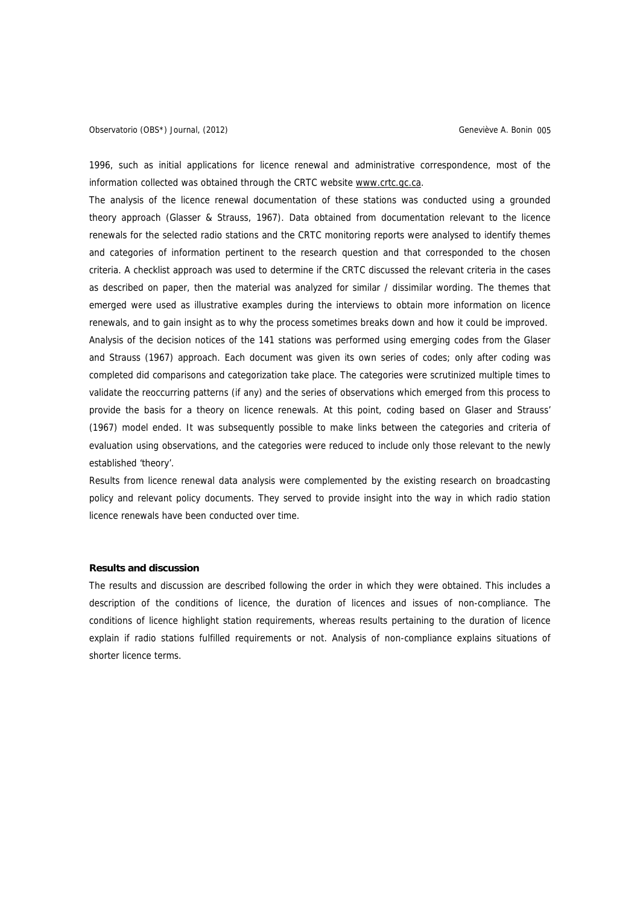1996, such as initial applications for licence renewal and administrative correspondence, most of the information collected was obtained through the CRTC website www.crtc.gc.ca.

The analysis of the licence renewal documentation of these stations was conducted using a grounded theory approach (Glasser & Strauss, 1967). Data obtained from documentation relevant to the licence renewals for the selected radio stations and the CRTC monitoring reports were analysed to identify themes and categories of information pertinent to the research question and that corresponded to the chosen criteria. A checklist approach was used to determine if the CRTC discussed the relevant criteria in the cases as described on paper, then the material was analyzed for similar / dissimilar wording. The themes that emerged were used as illustrative examples during the interviews to obtain more information on licence renewals, and to gain insight as to why the process sometimes breaks down and how it could be improved.

Analysis of the decision notices of the 141 stations was performed using emerging codes from the Glaser and Strauss (1967) approach. Each document was given its own series of codes; only after coding was completed did comparisons and categorization take place. The categories were scrutinized multiple times to validate the reoccurring patterns (if any) and the series of observations which emerged from this process to provide the basis for a theory on licence renewals. At this point, coding based on Glaser and Strauss' (1967) model ended. It was subsequently possible to make links between the categories and criteria of evaluation using observations, and the categories were reduced to include only those relevant to the newly established 'theory'.

Results from licence renewal data analysis were complemented by the existing research on broadcasting policy and relevant policy documents. They served to provide insight into the way in which radio station licence renewals have been conducted over time.

## Results and discussion

The results and discussion are described following the order in which they were obtained. This includes a description of the conditions of licence, the duration of licences and issues of non-compliance. The conditions of licence highlight station requirements, whereas results pertaining to the duration of licence explain if radio stations fulfilled requirements or not. Analysis of non-compliance explains situations of shorter licence terms.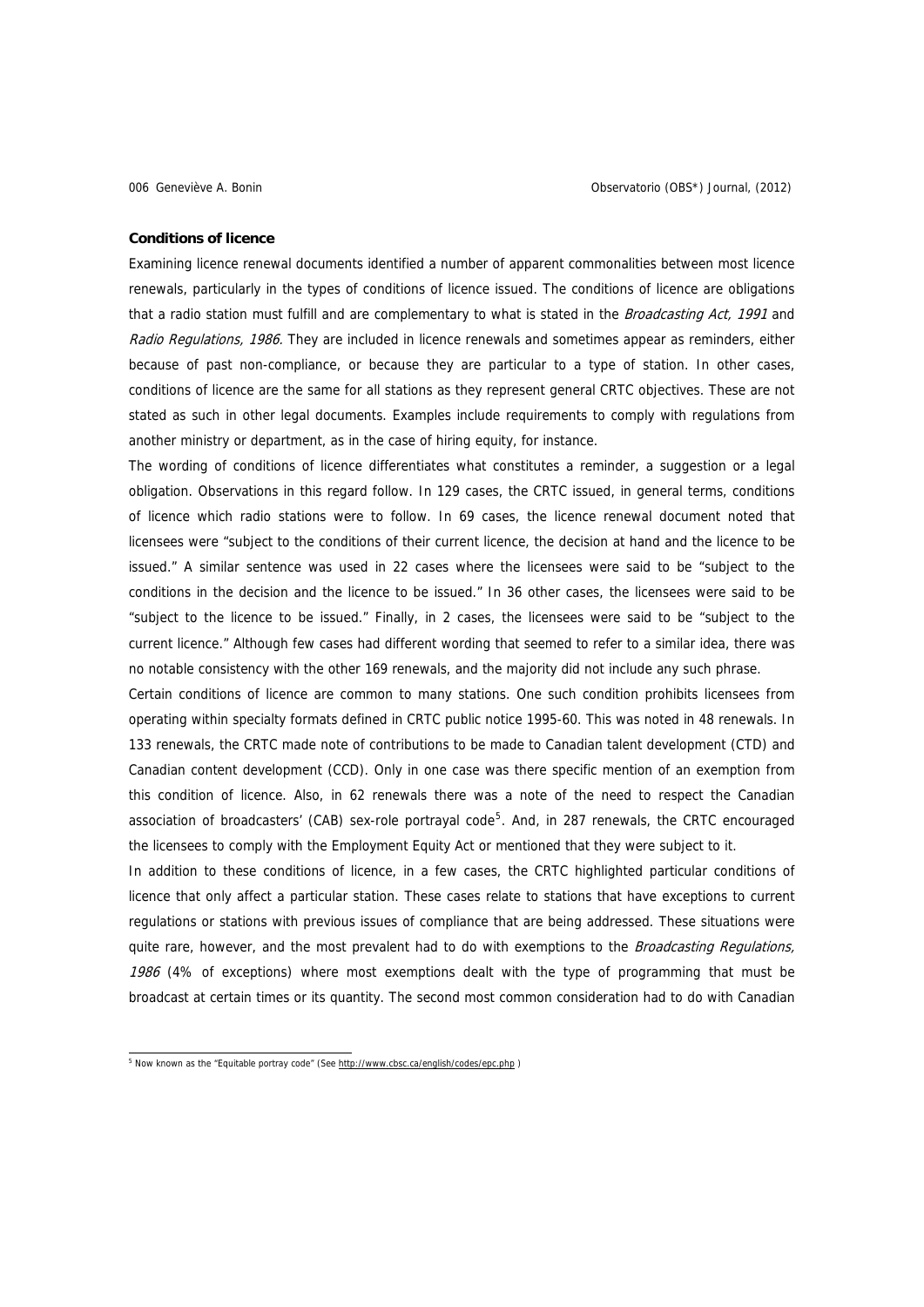**Conditions of licence**

Examining licence renewal documents identified a number of apparent commonalities between most licence renewals, particularly in the types of conditions of licence issued. The conditions of licence are obligations that a radio station must fulfill and are complementary to what is stated in the *Broadcasting Act, 1991* and *Radio Regulations, 1986*. They are included in licence renewals and sometimes appear as reminders, either because of past non-compliance, or because they are particular to a type of station. In other cases, conditions of licence are the same for all stations as they represent general CRTC objectives. These are not stated as such in other legal documents. Examples include requirements to comply with regulations from another ministry or department, as in the case of hiring equity, for instance.

The wording of conditions of licence differentiates what constitutes a reminder, a suggestion or a legal obligation. Observations in this regard follow. In 129 cases, the CRTC issued, in general terms, conditions of licence which radio stations were to follow. In 69 cases, the licence renewal document noted that licensees were "subject to the conditions of their current licence, the decision at hand and the licence to be issued." A similar sentence was used in 22 cases where the licensees were said to be "subject to the conditions in the decision and the licence to be issued." In 36 other cases, the licensees were said to be "subject to the licence to be issued." Finally, in 2 cases, the licensees were said to be "subject to the current licence." Although few cases had different wording that seemed to refer to a similar idea, there was no notable consistency with the other 169 renewals, and the majority did not include any such phrase.

Certain conditions of licence are common to many stations. One such condition prohibits licensees from operating within specialty formats defined in CRTC public notice 1995-60. This was noted in 48 renewals. In 133 renewals, the CRTC made note of contributions to be made to Canadian talent development (CTD) and Canadian content development (CCD). Only in one case was there specific mention of an exemption from this condition of licence. Also, in 62 renewals there was a note of the need to respect the Canadian association of broadcasters' (CAB) sex-role portrayal code[5]. And, in 287 renewals, the CRTC encouraged the licensees to comply with the Employment Equity Act or mentioned that they were subject to it.

In addition to these conditions of licence, in a few cases, the CRTC highlighted particular conditions of licence that only affect a particular station. These cases relate to stations that have exceptions to current regulations or stations with previous issues of compliance that are being addressed. These situations were quite rare, however, and the most prevalent had to do with exemptions to the *Broadcasting Regulations, 1986* (4% of exceptions) where most exemptions dealt with the type of programming that must be broadcast at certain times or its quantity. The second most common consideration had to do with Canadian

[5] Now known as the "Equitable portray code" (See http://www.cbsc.ca/english/codes/epc.php )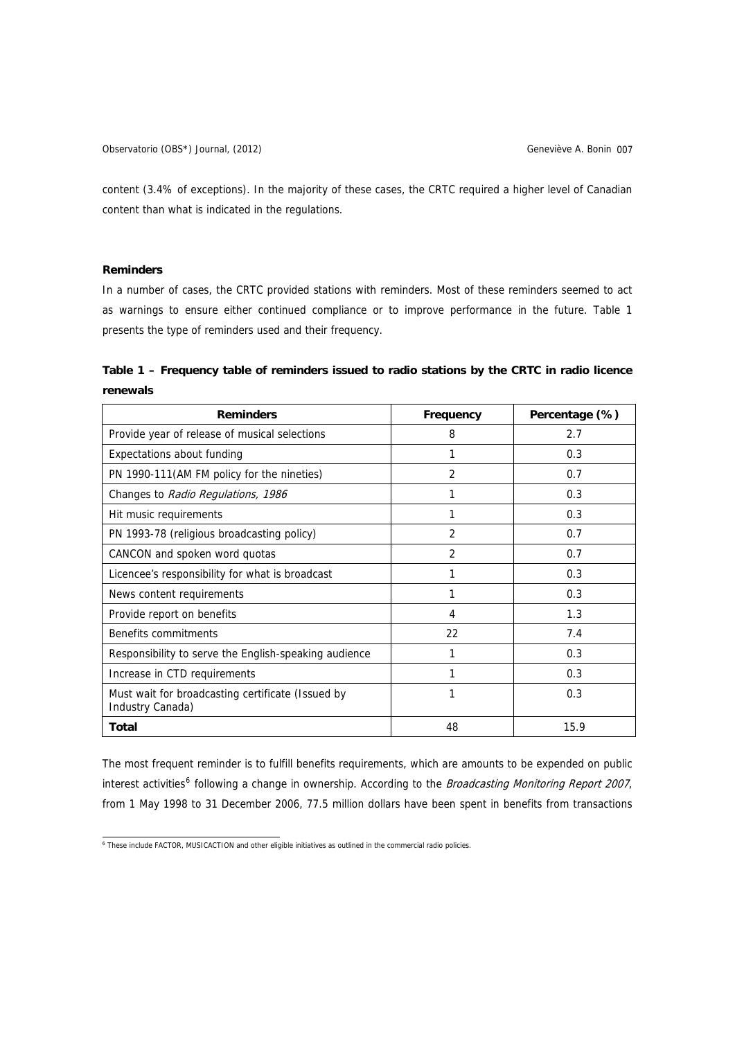content (3.4% of exceptions). In the majority of these cases, the CRTC required a higher level of Canadian content than what is indicated in the regulations.

**Reminders**

In a number of cases, the CRTC provided stations with reminders. Most of these reminders seemed to act as warnings to ensure either continued compliance or to improve performance in the future. Table 1 presents the type of reminders used and their frequency.

**Table 1 – Frequency table of reminders issued to radio stations by the CRTC in radio licence renewals**

| Reminders | Frequency | Percentage (%) |
|---|---|---|
| Provide year of release of musical selections | 8 | 2.7 |
| Expectations about funding | 1 | 0.3 |
| PN 1990-111(AM FM policy for the nineties) | 2 | 0.7 |
| Changes to *Radio Regulations, 1986* | 1 | 0.3 |
| Hit music requirements | 1 | 0.3 |
| PN 1993-78 (religious broadcasting policy) | 2 | 0.7 |
| CANCON and spoken word quotas | 2 | 0.7 |
| Licencee's responsibility for what is broadcast | 1 | 0.3 |
| News content requirements | 1 | 0.3 |
| Provide report on benefits | 4 | 1.3 |
| Benefits commitments | 22 | 7.4 |
| Responsibility to serve the English-speaking audience | 1 | 0.3 |
| Increase in CTD requirements | 1 | 0.3 |
| Must wait for broadcasting certificate (Issued by Industry Canada) | 1 | 0.3 |
| **Total** | 48 | 15.9 |

The most frequent reminder is to fulfill benefits requirements, which are amounts to be expended on public interest activities[6] following a change in ownership. According to the *Broadcasting Monitoring Report 2007*, from 1 May 1998 to 31 December 2006, 77.5 million dollars have been spent in benefits from transactions

[6] These include FACTOR, MUSICACTION and other eligible initiatives as outlined in the commercial radio policies.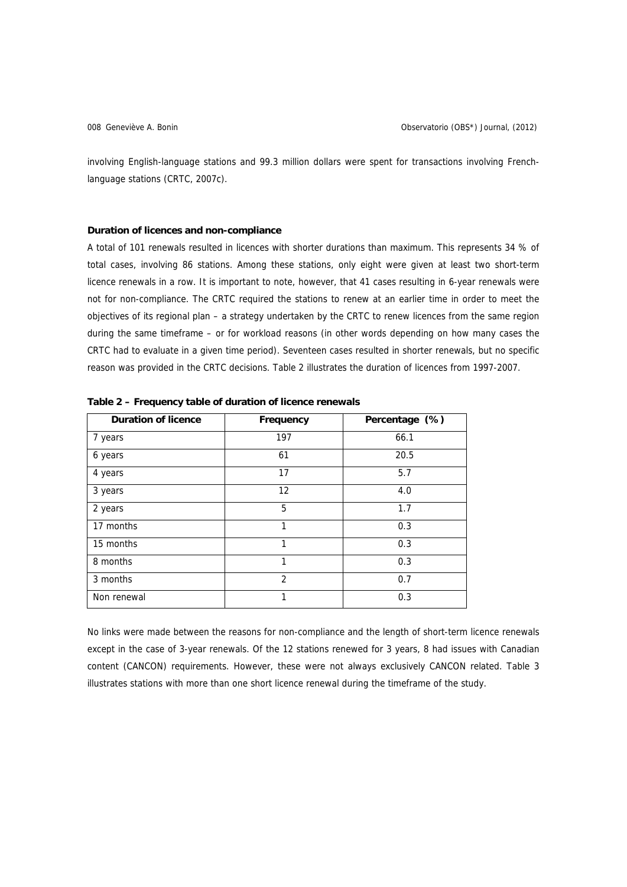involving English-language stations and 99.3 million dollars were spent for transactions involving French-language stations (CRTC, 2007c).

### Duration of licences and non-compliance

A total of 101 renewals resulted in licences with shorter durations than maximum. This represents 34 % of total cases, involving 86 stations. Among these stations, only eight were given at least two short-term licence renewals in a row. It is important to note, however, that 41 cases resulting in 6-year renewals were not for non-compliance. The CRTC required the stations to renew at an earlier time in order to meet the objectives of its regional plan – a strategy undertaken by the CRTC to renew licences from the same region during the same timeframe – or for workload reasons (in other words depending on how many cases the CRTC had to evaluate in a given time period). Seventeen cases resulted in shorter renewals, but no specific reason was provided in the CRTC decisions. Table 2 illustrates the duration of licences from 1997-2007.

**Table 2 – Frequency table of duration of licence renewals**

| Duration of licence | Frequency | Percentage (%) |
|---|---|---|
| 7 years | 197 | 66.1 |
| 6 years | 61 | 20.5 |
| 4 years | 17 | 5.7 |
| 3 years | 12 | 4.0 |
| 2 years | 5 | 1.7 |
| 17 months | 1 | 0.3 |
| 15 months | 1 | 0.3 |
| 8 months | 1 | 0.3 |
| 3 months | 2 | 0.7 |
| Non renewal | 1 | 0.3 |

No links were made between the reasons for non-compliance and the length of short-term licence renewals except in the case of 3-year renewals. Of the 12 stations renewed for 3 years, 8 had issues with Canadian content (CANCON) requirements. However, these were not always exclusively CANCON related. Table 3 illustrates stations with more than one short licence renewal during the timeframe of the study.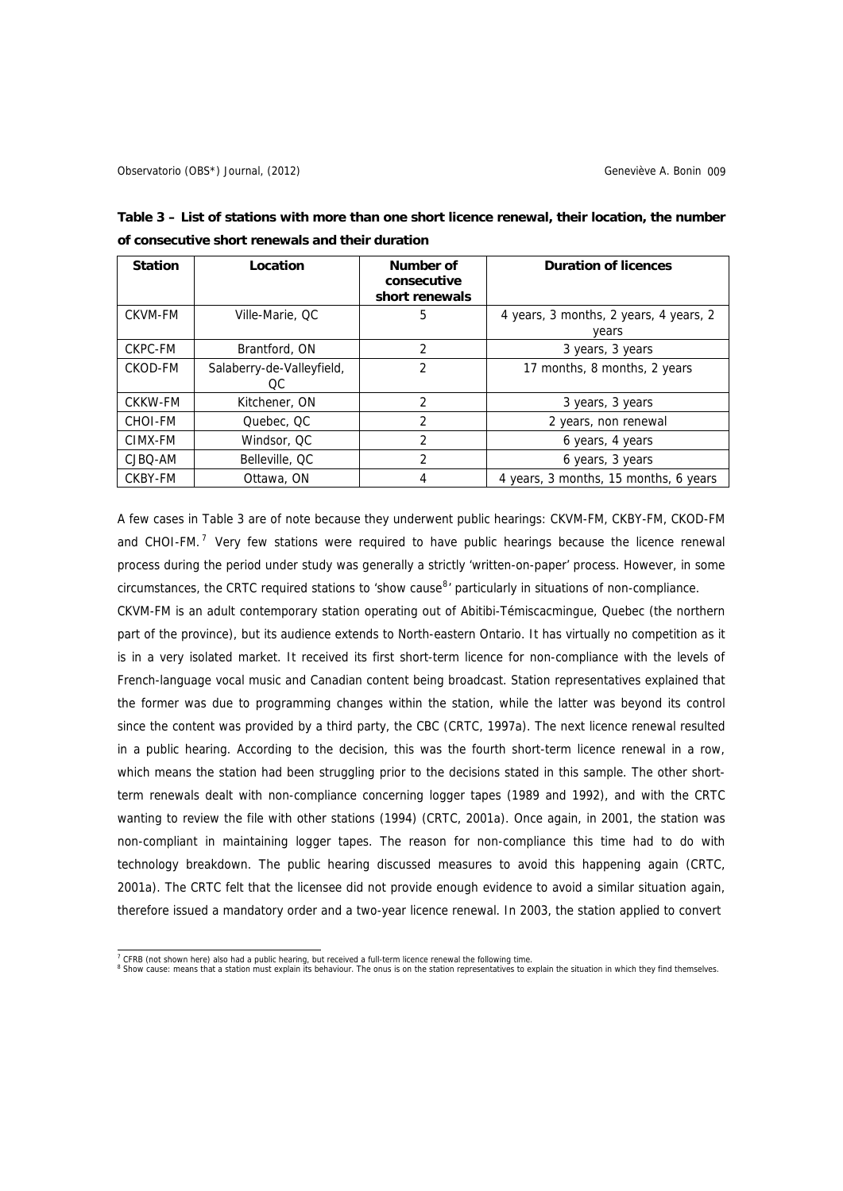**Table 3 – List of stations with more than one short licence renewal, their location, the number of consecutive short renewals and their duration**

| Station | Location | Number of consecutive short renewals | Duration of licences |
|---|---|---|---|
| CKVM-FM | Ville-Marie, QC | 5 | 4 years, 3 months, 2 years, 4 years, 2 years |
| CKPC-FM | Brantford, ON | 2 | 3 years, 3 years |
| CKOD-FM | Salaberry-de-Valleyfield, QC | 2 | 17 months, 8 months, 2 years |
| CKKW-FM | Kitchener, ON | 2 | 3 years, 3 years |
| CHOI-FM | Quebec, QC | 2 | 2 years, non renewal |
| CIMX-FM | Windsor, QC | 2 | 6 years, 4 years |
| CJBQ-AM | Belleville, QC | 2 | 6 years, 3 years |
| CKBY-FM | Ottawa, ON | 4 | 4 years, 3 months, 15 months, 6 years |

A few cases in Table 3 are of note because they underwent public hearings: CKVM-FM, CKBY-FM, CKOD-FM and CHOI-FM.[7] Very few stations were required to have public hearings because the licence renewal process during the period under study was generally a strictly 'written-on-paper' process. However, in some circumstances, the CRTC required stations to 'show cause[8]' particularly in situations of non-compliance.

CKVM-FM is an adult contemporary station operating out of Abitibi-Témiscacmingue, Quebec (the northern part of the province), but its audience extends to North-eastern Ontario. It has virtually no competition as it is in a very isolated market. It received its first short-term licence for non-compliance with the levels of French-language vocal music and Canadian content being broadcast. Station representatives explained that the former was due to programming changes within the station, while the latter was beyond its control since the content was provided by a third party, the CBC (CRTC, 1997a). The next licence renewal resulted in a public hearing. According to the decision, this was the fourth short-term licence renewal in a row, which means the station had been struggling prior to the decisions stated in this sample. The other short-term renewals dealt with non-compliance concerning logger tapes (1989 and 1992), and with the CRTC wanting to review the file with other stations (1994) (CRTC, 2001a). Once again, in 2001, the station was non-compliant in maintaining logger tapes. The reason for non-compliance this time had to do with technology breakdown. The public hearing discussed measures to avoid this happening again (CRTC, 2001a). The CRTC felt that the licensee did not provide enough evidence to avoid a similar situation again, therefore issued a mandatory order and a two-year licence renewal. In 2003, the station applied to convert

[7] CFRB (not shown here) also had a public hearing, but received a full-term licence renewal the following time.

[8] Show cause: means that a station must explain its behaviour. The onus is on the station representatives to explain the situation in which they find themselves.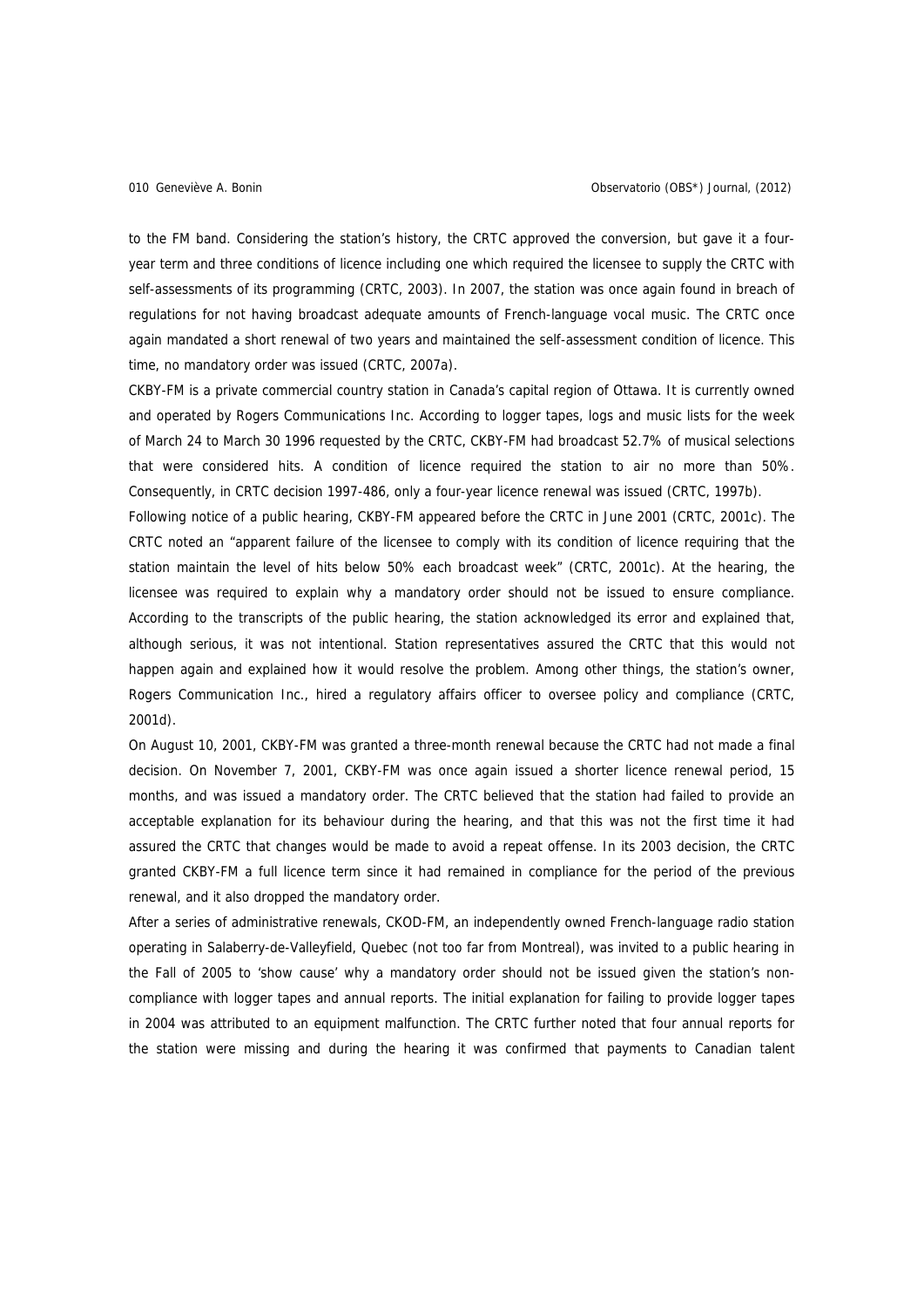to the FM band. Considering the station's history, the CRTC approved the conversion, but gave it a four-year term and three conditions of licence including one which required the licensee to supply the CRTC with self-assessments of its programming (CRTC, 2003). In 2007, the station was once again found in breach of regulations for not having broadcast adequate amounts of French-language vocal music. The CRTC once again mandated a short renewal of two years and maintained the self-assessment condition of licence. This time, no mandatory order was issued (CRTC, 2007a).

CKBY-FM is a private commercial country station in Canada's capital region of Ottawa. It is currently owned and operated by Rogers Communications Inc. According to logger tapes, logs and music lists for the week of March 24 to March 30 1996 requested by the CRTC, CKBY-FM had broadcast 52.7% of musical selections that were considered hits. A condition of licence required the station to air no more than 50%. Consequently, in CRTC decision 1997-486, only a four-year licence renewal was issued (CRTC, 1997b).

Following notice of a public hearing, CKBY-FM appeared before the CRTC in June 2001 (CRTC, 2001c). The CRTC noted an "apparent failure of the licensee to comply with its condition of licence requiring that the station maintain the level of hits below 50% each broadcast week" (CRTC, 2001c). At the hearing, the licensee was required to explain why a mandatory order should not be issued to ensure compliance. According to the transcripts of the public hearing, the station acknowledged its error and explained that, although serious, it was not intentional. Station representatives assured the CRTC that this would not happen again and explained how it would resolve the problem. Among other things, the station's owner, Rogers Communication Inc., hired a regulatory affairs officer to oversee policy and compliance (CRTC, 2001d).

On August 10, 2001, CKBY-FM was granted a three-month renewal because the CRTC had not made a final decision. On November 7, 2001, CKBY-FM was once again issued a shorter licence renewal period, 15 months, and was issued a mandatory order. The CRTC believed that the station had failed to provide an acceptable explanation for its behaviour during the hearing, and that this was not the first time it had assured the CRTC that changes would be made to avoid a repeat offense. In its 2003 decision, the CRTC granted CKBY-FM a full licence term since it had remained in compliance for the period of the previous renewal, and it also dropped the mandatory order.

After a series of administrative renewals, CKOD-FM, an independently owned French-language radio station operating in Salaberry-de-Valleyfield, Quebec (not too far from Montreal), was invited to a public hearing in the Fall of 2005 to 'show cause' why a mandatory order should not be issued given the station's non-compliance with logger tapes and annual reports. The initial explanation for failing to provide logger tapes in 2004 was attributed to an equipment malfunction. The CRTC further noted that four annual reports for the station were missing and during the hearing it was confirmed that payments to Canadian talent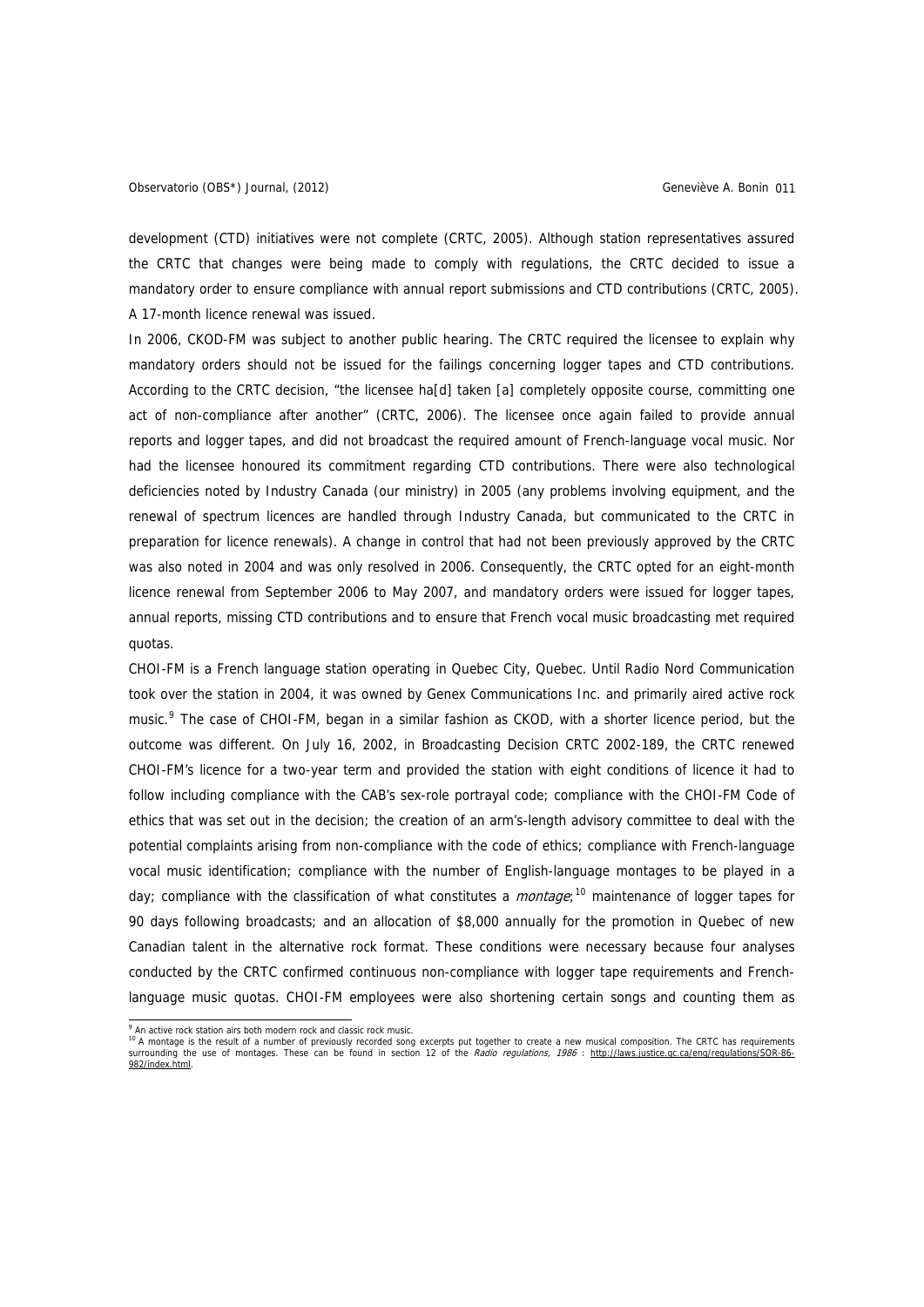development (CTD) initiatives were not complete (CRTC, 2005). Although station representatives assured the CRTC that changes were being made to comply with regulations, the CRTC decided to issue a mandatory order to ensure compliance with annual report submissions and CTD contributions (CRTC, 2005). A 17-month licence renewal was issued.

In 2006, CKOD-FM was subject to another public hearing. The CRTC required the licensee to explain why mandatory orders should not be issued for the failings concerning logger tapes and CTD contributions. According to the CRTC decision, "the licensee ha[d] taken [a] completely opposite course, committing one act of non-compliance after another" (CRTC, 2006). The licensee once again failed to provide annual reports and logger tapes, and did not broadcast the required amount of French-language vocal music. Nor had the licensee honoured its commitment regarding CTD contributions. There were also technological deficiencies noted by Industry Canada (our ministry) in 2005 (any problems involving equipment, and the renewal of spectrum licences are handled through Industry Canada, but communicated to the CRTC in preparation for licence renewals). A change in control that had not been previously approved by the CRTC was also noted in 2004 and was only resolved in 2006. Consequently, the CRTC opted for an eight-month licence renewal from September 2006 to May 2007, and mandatory orders were issued for logger tapes, annual reports, missing CTD contributions and to ensure that French vocal music broadcasting met required quotas.

CHOI-FM is a French language station operating in Quebec City, Quebec. Until Radio Nord Communication took over the station in 2004, it was owned by Genex Communications Inc. and primarily aired active rock music.[9] The case of CHOI-FM, began in a similar fashion as CKOD, with a shorter licence period, but the outcome was different. On July 16, 2002, in Broadcasting Decision CRTC 2002-189, the CRTC renewed CHOI-FM's licence for a two-year term and provided the station with eight conditions of licence it had to follow including compliance with the CAB's sex-role portrayal code; compliance with the CHOI-FM Code of ethics that was set out in the decision; the creation of an arm's-length advisory committee to deal with the potential complaints arising from non-compliance with the code of ethics; compliance with French-language vocal music identification; compliance with the number of English-language montages to be played in a day; compliance with the classification of what constitutes a *montage*;[10] maintenance of logger tapes for 90 days following broadcasts; and an allocation of $8,000 annually for the promotion in Quebec of new Canadian talent in the alternative rock format. These conditions were necessary because four analyses conducted by the CRTC confirmed continuous non-compliance with logger tape requirements and French-language music quotas. CHOI-FM employees were also shortening certain songs and counting them as

---

[9] An active rock station airs both modern rock and classic rock music.

[10] A montage is the result of a number of previously recorded song excerpts put together to create a new musical composition. The CRTC has requirements surrounding the use of montages. These can be found in section 12 of the *Radio regulations, 1986* : http://laws.justice.gc.ca/eng/regulations/SOR-86-982/index.html.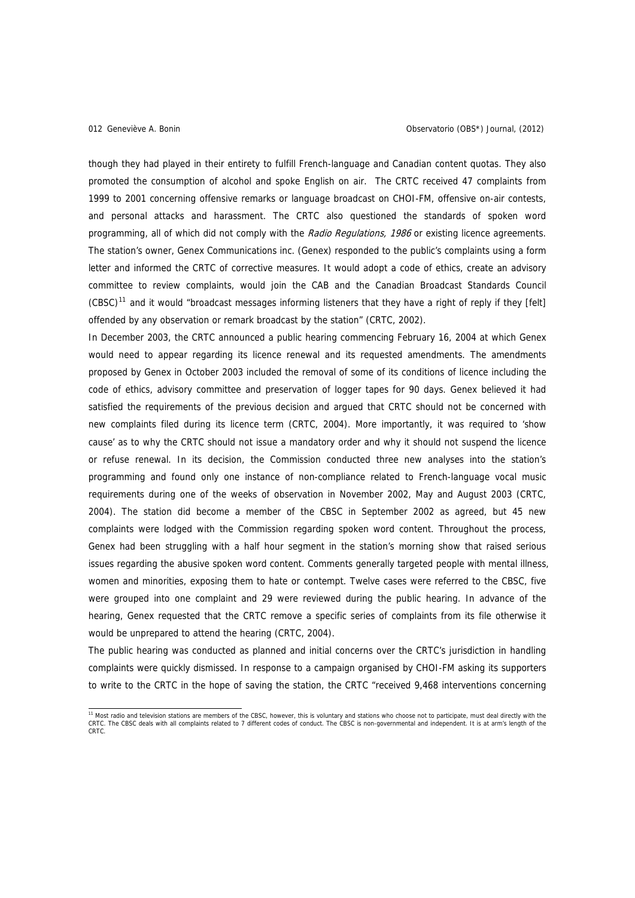though they had played in their entirety to fulfill French-language and Canadian content quotas. They also promoted the consumption of alcohol and spoke English on air. The CRTC received 47 complaints from 1999 to 2001 concerning offensive remarks or language broadcast on CHOI-FM, offensive on-air contests, and personal attacks and harassment. The CRTC also questioned the standards of spoken word programming, all of which did not comply with the *Radio Regulations, 1986* or existing licence agreements. The station's owner, Genex Communications inc. (Genex) responded to the public's complaints using a form letter and informed the CRTC of corrective measures. It would adopt a code of ethics, create an advisory committee to review complaints, would join the CAB and the Canadian Broadcast Standards Council (CBSC)[11] and it would "broadcast messages informing listeners that they have a right of reply if they [felt] offended by any observation or remark broadcast by the station" (CRTC, 2002).

In December 2003, the CRTC announced a public hearing commencing February 16, 2004 at which Genex would need to appear regarding its licence renewal and its requested amendments. The amendments proposed by Genex in October 2003 included the removal of some of its conditions of licence including the code of ethics, advisory committee and preservation of logger tapes for 90 days. Genex believed it had satisfied the requirements of the previous decision and argued that CRTC should not be concerned with new complaints filed during its licence term (CRTC, 2004). More importantly, it was required to 'show cause' as to why the CRTC should not issue a mandatory order and why it should not suspend the licence or refuse renewal. In its decision, the Commission conducted three new analyses into the station's programming and found only one instance of non-compliance related to French-language vocal music requirements during one of the weeks of observation in November 2002, May and August 2003 (CRTC, 2004). The station did become a member of the CBSC in September 2002 as agreed, but 45 new complaints were lodged with the Commission regarding spoken word content. Throughout the process, Genex had been struggling with a half hour segment in the station's morning show that raised serious issues regarding the abusive spoken word content. Comments generally targeted people with mental illness, women and minorities, exposing them to hate or contempt. Twelve cases were referred to the CBSC, five were grouped into one complaint and 29 were reviewed during the public hearing. In advance of the hearing, Genex requested that the CRTC remove a specific series of complaints from its file otherwise it would be unprepared to attend the hearing (CRTC, 2004).

The public hearing was conducted as planned and initial concerns over the CRTC's jurisdiction in handling complaints were quickly dismissed. In response to a campaign organised by CHOI-FM asking its supporters to write to the CRTC in the hope of saving the station, the CRTC "received 9,468 interventions concerning

[11] Most radio and television stations are members of the CBSC, however, this is voluntary and stations who choose not to participate, must deal directly with the CRTC. The CBSC deals with all complaints related to 7 different codes of conduct. The CBSC is non-governmental and independent. It is at arm's length of the CRTC.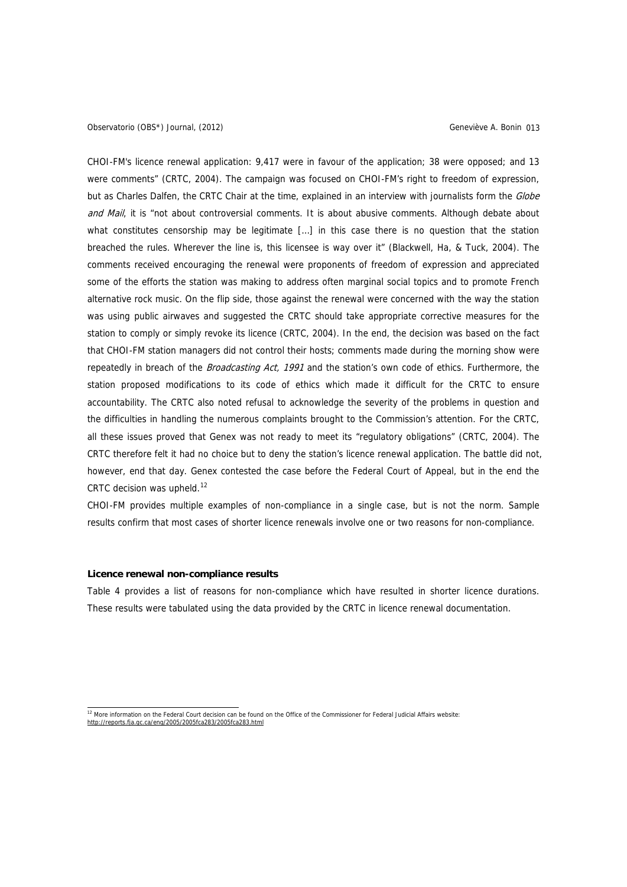CHOI-FM's licence renewal application: 9,417 were in favour of the application; 38 were opposed; and 13 were comments" (CRTC, 2004). The campaign was focused on CHOI-FM's right to freedom of expression, but as Charles Dalfen, the CRTC Chair at the time, explained in an interview with journalists form the *Globe and Mail*, it is "not about controversial comments. It is about abusive comments. Although debate about what constitutes censorship may be legitimate [...] in this case there is no question that the station breached the rules. Wherever the line is, this licensee is way over it" (Blackwell, Ha, & Tuck, 2004). The comments received encouraging the renewal were proponents of freedom of expression and appreciated some of the efforts the station was making to address often marginal social topics and to promote French alternative rock music. On the flip side, those against the renewal were concerned with the way the station was using public airwaves and suggested the CRTC should take appropriate corrective measures for the station to comply or simply revoke its licence (CRTC, 2004). In the end, the decision was based on the fact that CHOI-FM station managers did not control their hosts; comments made during the morning show were repeatedly in breach of the *Broadcasting Act, 1991* and the station's own code of ethics. Furthermore, the station proposed modifications to its code of ethics which made it difficult for the CRTC to ensure accountability. The CRTC also noted refusal to acknowledge the severity of the problems in question and the difficulties in handling the numerous complaints brought to the Commission's attention. For the CRTC, all these issues proved that Genex was not ready to meet its "regulatory obligations" (CRTC, 2004). The CRTC therefore felt it had no choice but to deny the station's licence renewal application. The battle did not, however, end that day. Genex contested the case before the Federal Court of Appeal, but in the end the CRTC decision was upheld.[12]

CHOI-FM provides multiple examples of non-compliance in a single case, but is not the norm. Sample results confirm that most cases of shorter licence renewals involve one or two reasons for non-compliance.

**Licence renewal non-compliance results**

Table 4 provides a list of reasons for non-compliance which have resulted in shorter licence durations. These results were tabulated using the data provided by the CRTC in licence renewal documentation.

[12] More information on the Federal Court decision can be found on the Office of the Commissioner for Federal Judicial Affairs website: http://reports.fja.gc.ca/eng/2005/2005fca283/2005fca283.html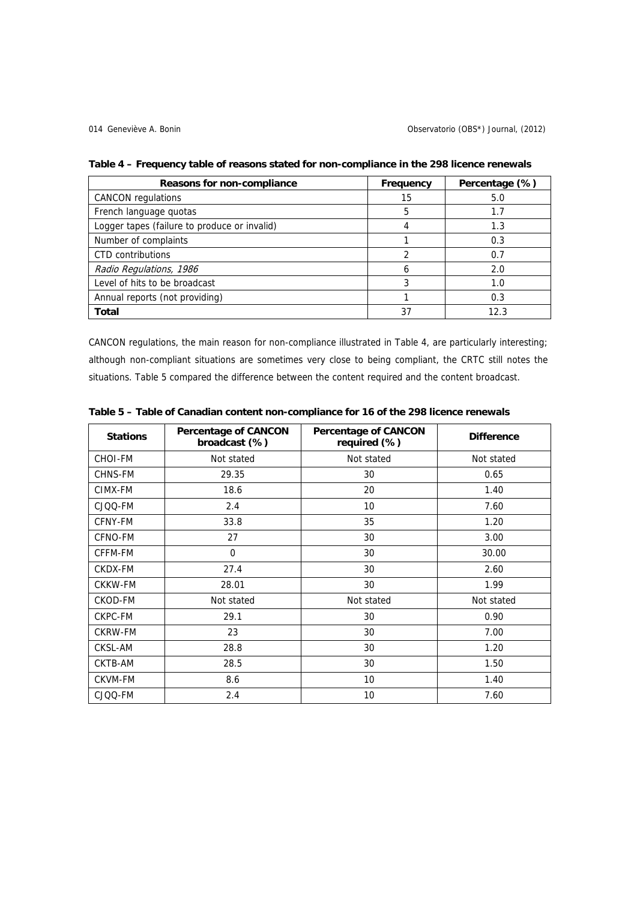**Table 4 – Frequency table of reasons stated for non-compliance in the 298 licence renewals**

| Reasons for non-compliance | Frequency | Percentage (%) |
| --- | --- | --- |
| CANCON regulations | 15 | 5.0 |
| French language quotas | 5 | 1.7 |
| Logger tapes (failure to produce or invalid) | 4 | 1.3 |
| Number of complaints | 1 | 0.3 |
| CTD contributions | 2 | 0.7 |
| *Radio Regulations, 1986* | 6 | 2.0 |
| Level of hits to be broadcast | 3 | 1.0 |
| Annual reports (not providing) | 1 | 0.3 |
| **Total** | 37 | 12.3 |

CANCON regulations, the main reason for non-compliance illustrated in Table 4, are particularly interesting; although non-compliant situations are sometimes very close to being compliant, the CRTC still notes the situations. Table 5 compared the difference between the content required and the content broadcast.

**Table 5 – Table of Canadian content non-compliance for 16 of the 298 licence renewals**

| Stations | Percentage of CANCON broadcast (%) | Percentage of CANCON required (%) | Difference |
| --- | --- | --- | --- |
| CHOI-FM | Not stated | Not stated | Not stated |
| CHNS-FM | 29.35 | 30 | 0.65 |
| CIMX-FM | 18.6 | 20 | 1.40 |
| CJQQ-FM | 2.4 | 10 | 7.60 |
| CFNY-FM | 33.8 | 35 | 1.20 |
| CFNO-FM | 27 | 30 | 3.00 |
| CFFM-FM | 0 | 30 | 30.00 |
| CKDX-FM | 27.4 | 30 | 2.60 |
| CKKW-FM | 28.01 | 30 | 1.99 |
| CKOD-FM | Not stated | Not stated | Not stated |
| CKPC-FM | 29.1 | 30 | 0.90 |
| CKRW-FM | 23 | 30 | 7.00 |
| CKSL-AM | 28.8 | 30 | 1.20 |
| CKTB-AM | 28.5 | 30 | 1.50 |
| CKVM-FM | 8.6 | 10 | 1.40 |
| CJQQ-FM | 2.4 | 10 | 7.60 |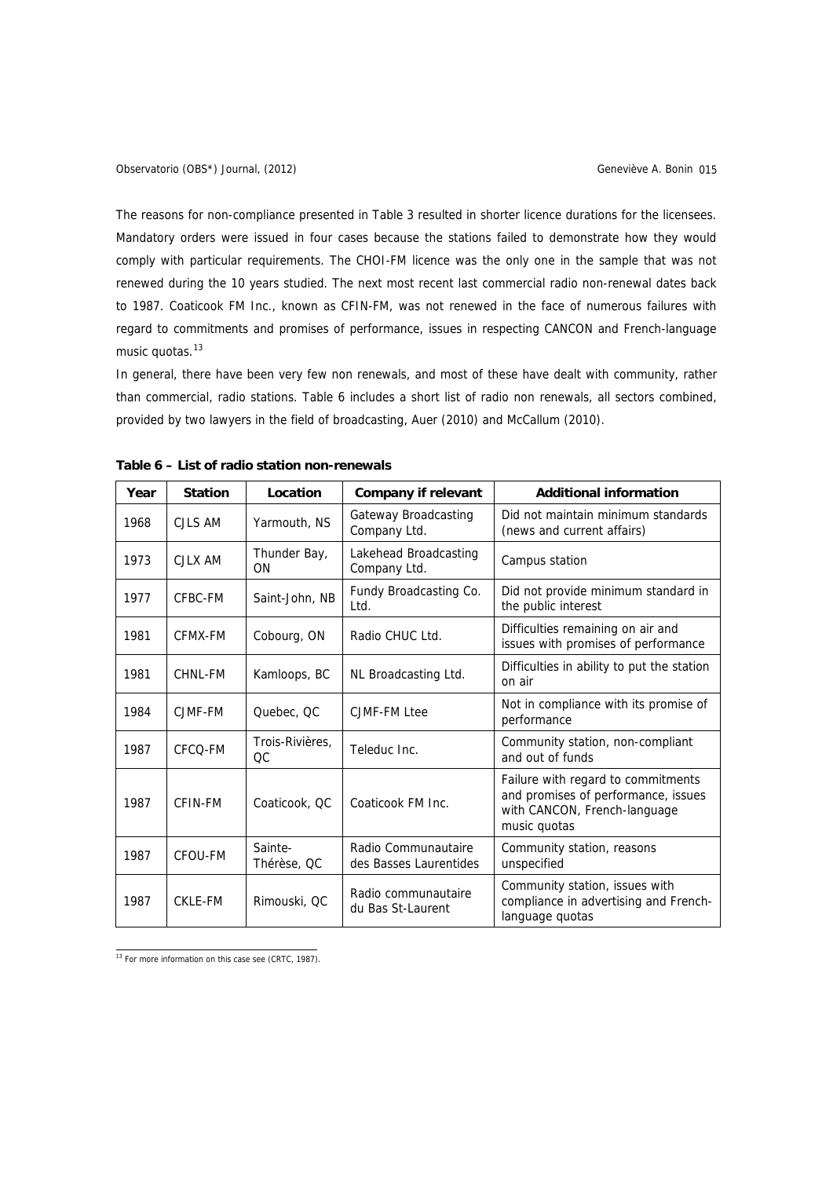The reasons for non-compliance presented in Table 3 resulted in shorter licence durations for the licensees. Mandatory orders were issued in four cases because the stations failed to demonstrate how they would comply with particular requirements. The CHOI-FM licence was the only one in the sample that was not renewed during the 10 years studied. The next most recent last commercial radio non-renewal dates back to 1987. Coaticook FM Inc., known as CFIN-FM, was not renewed in the face of numerous failures with regard to commitments and promises of performance, issues in respecting CANCON and French-language music quotas.[13]

In general, there have been very few non renewals, and most of these have dealt with community, rather than commercial, radio stations. Table 6 includes a short list of radio non renewals, all sectors combined, provided by two lawyers in the field of broadcasting, Auer (2010) and McCallum (2010).

**Table 6 – List of radio station non-renewals**

| Year | Station | Location | Company if relevant | Additional information |
|---|---|---|---|---|
| 1968 | CJLS AM | Yarmouth, NS | Gateway Broadcasting Company Ltd. | Did not maintain minimum standards (news and current affairs) |
| 1973 | CJLX AM | Thunder Bay, ON | Lakehead Broadcasting Company Ltd. | Campus station |
| 1977 | CFBC-FM | Saint-John, NB | Fundy Broadcasting Co. Ltd. | Did not provide minimum standard in the public interest |
| 1981 | CFMX-FM | Cobourg, ON | Radio CHUC Ltd. | Difficulties remaining on air and issues with promises of performance |
| 1981 | CHNL-FM | Kamloops, BC | NL Broadcasting Ltd. | Difficulties in ability to put the station on air |
| 1984 | CJMF-FM | Quebec, QC | CJMF-FM Ltee | Not in compliance with its promise of performance |
| 1987 | CFCQ-FM | Trois-Rivières, QC | Teleduc Inc. | Community station, non-compliant and out of funds |
| 1987 | CFIN-FM | Coaticook, QC | Coaticook FM Inc. | Failure with regard to commitments and promises of performance, issues with CANCON, French-language music quotas |
| 1987 | CFOU-FM | Sainte-Thérèse, QC | Radio Communautaire des Basses Laurentides | Community station, reasons unspecified |
| 1987 | CKLE-FM | Rimouski, QC | Radio communautaire du Bas St-Laurent | Community station, issues with compliance in advertising and French-language quotas |

[13] For more information on this case see (CRTC, 1987).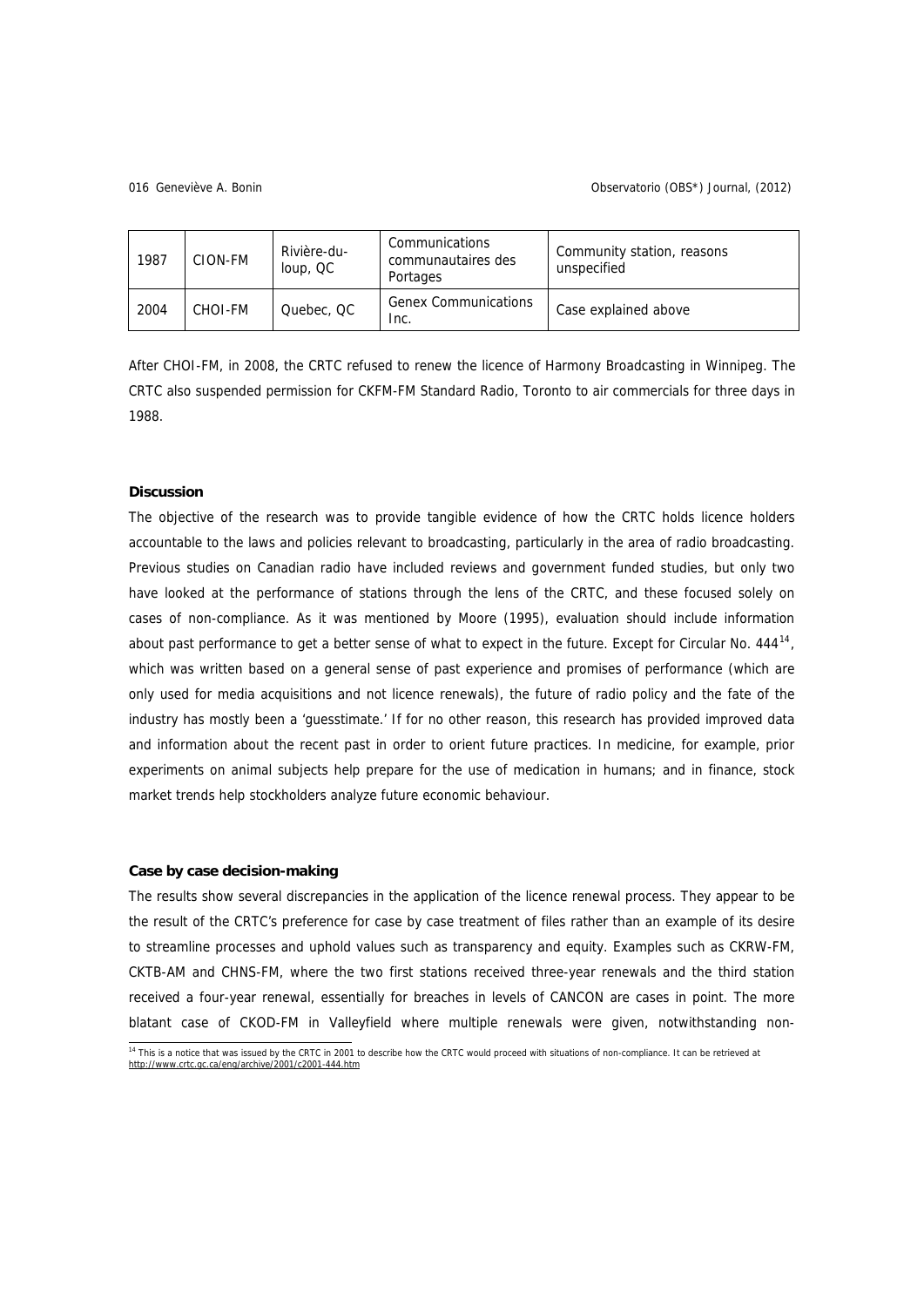| 1987 | CION-FM | Rivière-du-loup, QC | Communications communautaires des Portages | Community station, reasons unspecified |
|---|---|---|---|---|
| 2004 | CHOI-FM | Quebec, QC | Genex Communications Inc. | Case explained above |

After CHOI-FM, in 2008, the CRTC refused to renew the licence of Harmony Broadcasting in Winnipeg. The CRTC also suspended permission for CKFM-FM Standard Radio, Toronto to air commercials for three days in 1988.

**Discussion**

The objective of the research was to provide tangible evidence of how the CRTC holds licence holders accountable to the laws and policies relevant to broadcasting, particularly in the area of radio broadcasting. Previous studies on Canadian radio have included reviews and government funded studies, but only two have looked at the performance of stations through the lens of the CRTC, and these focused solely on cases of non-compliance. As it was mentioned by Moore (1995), evaluation should include information about past performance to get a better sense of what to expect in the future. Except for Circular No. 444[14], which was written based on a general sense of past experience and promises of performance (which are only used for media acquisitions and not licence renewals), the future of radio policy and the fate of the industry has mostly been a 'guesstimate.' If for no other reason, this research has provided improved data and information about the recent past in order to orient future practices. In medicine, for example, prior experiments on animal subjects help prepare for the use of medication in humans; and in finance, stock market trends help stockholders analyze future economic behaviour.

**Case by case decision-making**

The results show several discrepancies in the application of the licence renewal process. They appear to be the result of the CRTC's preference for case by case treatment of files rather than an example of its desire to streamline processes and uphold values such as transparency and equity. Examples such as CKRW-FM, CKTB-AM and CHNS-FM, where the two first stations received three-year renewals and the third station received a four-year renewal, essentially for breaches in levels of CANCON are cases in point. The more blatant case of CKOD-FM in Valleyfield where multiple renewals were given, notwithstanding non-

[14] This is a notice that was issued by the CRTC in 2001 to describe how the CRTC would proceed with situations of non-compliance. It can be retrieved at http://www.crtc.gc.ca/eng/archive/2001/c2001-444.htm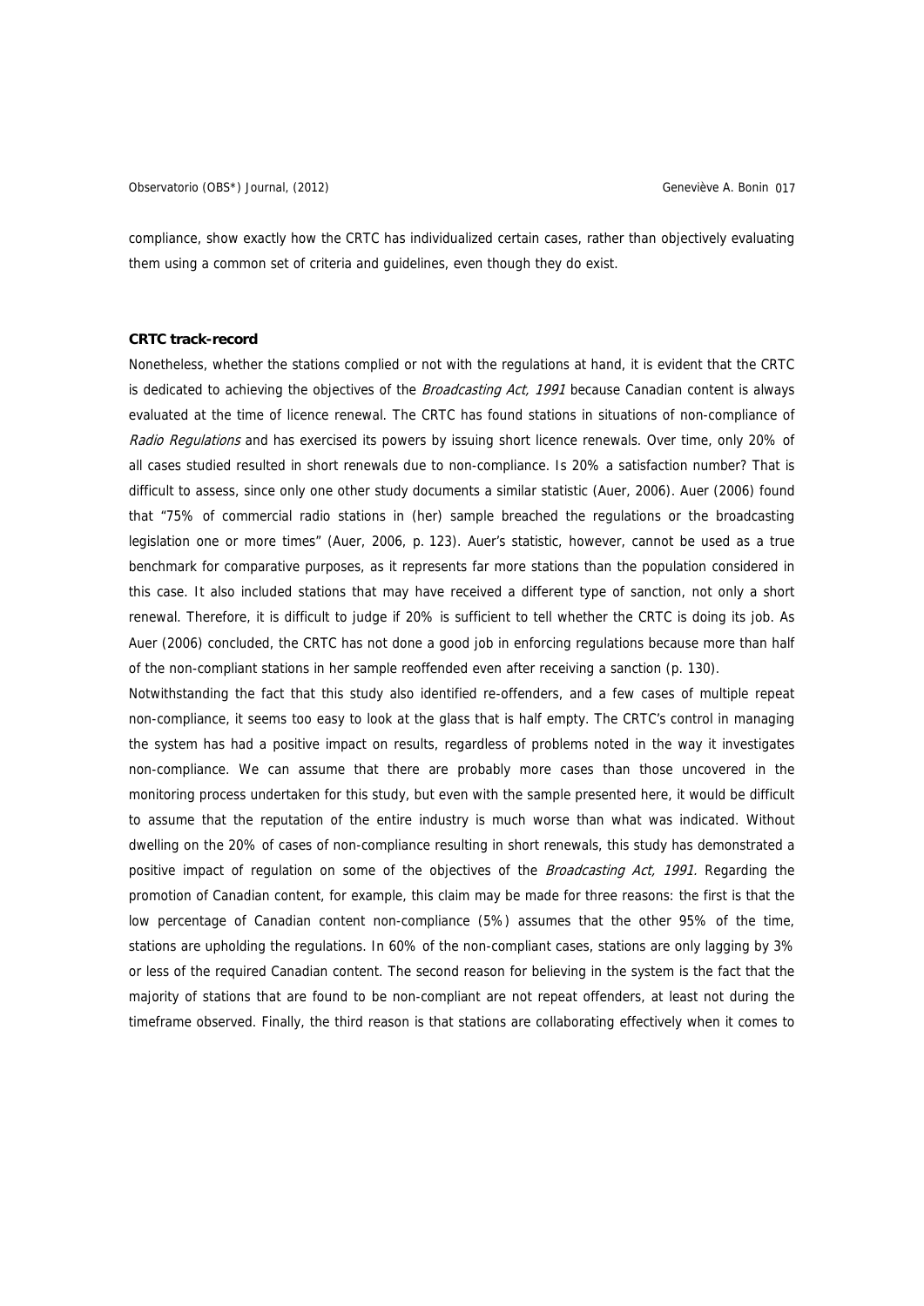compliance, show exactly how the CRTC has individualized certain cases, rather than objectively evaluating them using a common set of criteria and guidelines, even though they do exist.

**CRTC track-record**

Nonetheless, whether the stations complied or not with the regulations at hand, it is evident that the CRTC is dedicated to achieving the objectives of the *Broadcasting Act, 1991* because Canadian content is always evaluated at the time of licence renewal. The CRTC has found stations in situations of non-compliance of *Radio Regulations* and has exercised its powers by issuing short licence renewals. Over time, only 20% of all cases studied resulted in short renewals due to non-compliance. Is 20% a satisfaction number? That is difficult to assess, since only one other study documents a similar statistic (Auer, 2006). Auer (2006) found that "75% of commercial radio stations in (her) sample breached the regulations or the broadcasting legislation one or more times" (Auer, 2006, p. 123). Auer's statistic, however, cannot be used as a true benchmark for comparative purposes, as it represents far more stations than the population considered in this case. It also included stations that may have received a different type of sanction, not only a short renewal. Therefore, it is difficult to judge if 20% is sufficient to tell whether the CRTC is doing its job. As Auer (2006) concluded, the CRTC has not done a good job in enforcing regulations because more than half of the non-compliant stations in her sample reoffended even after receiving a sanction (p. 130).

Notwithstanding the fact that this study also identified re-offenders, and a few cases of multiple repeat non-compliance, it seems too easy to look at the glass that is half empty. The CRTC's control in managing the system has had a positive impact on results, regardless of problems noted in the way it investigates non-compliance. We can assume that there are probably more cases than those uncovered in the monitoring process undertaken for this study, but even with the sample presented here, it would be difficult to assume that the reputation of the entire industry is much worse than what was indicated. Without dwelling on the 20% of cases of non-compliance resulting in short renewals, this study has demonstrated a positive impact of regulation on some of the objectives of the *Broadcasting Act, 1991.* Regarding the promotion of Canadian content, for example, this claim may be made for three reasons: the first is that the low percentage of Canadian content non-compliance (5%) assumes that the other 95% of the time, stations are upholding the regulations. In 60% of the non-compliant cases, stations are only lagging by 3% or less of the required Canadian content. The second reason for believing in the system is the fact that the majority of stations that are found to be non-compliant are not repeat offenders, at least not during the timeframe observed. Finally, the third reason is that stations are collaborating effectively when it comes to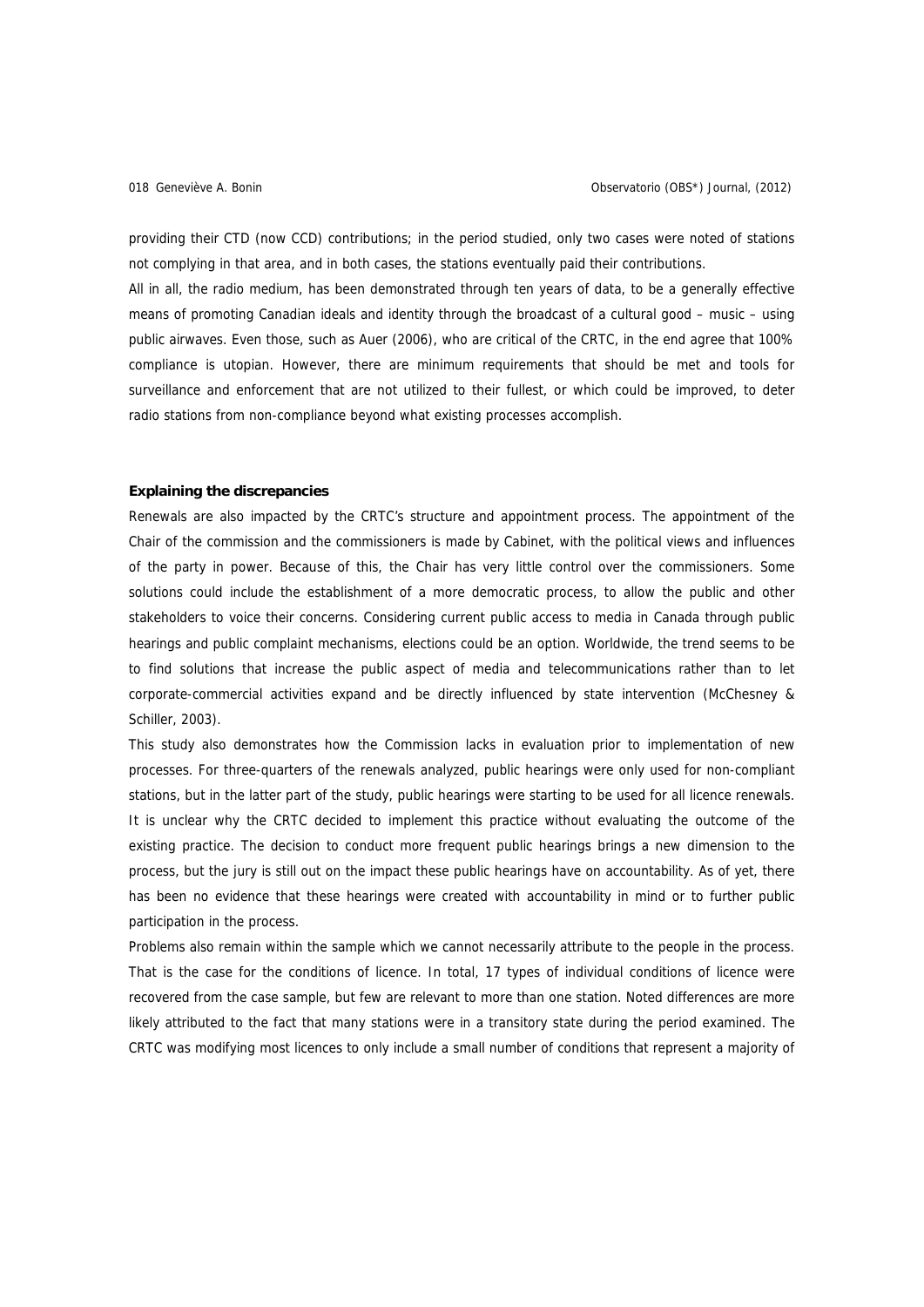providing their CTD (now CCD) contributions; in the period studied, only two cases were noted of stations not complying in that area, and in both cases, the stations eventually paid their contributions.

All in all, the radio medium, has been demonstrated through ten years of data, to be a generally effective means of promoting Canadian ideals and identity through the broadcast of a cultural good – music – using public airwaves. Even those, such as Auer (2006), who are critical of the CRTC, in the end agree that 100% compliance is utopian. However, there are minimum requirements that should be met and tools for surveillance and enforcement that are not utilized to their fullest, or which could be improved, to deter radio stations from non-compliance beyond what existing processes accomplish.

**Explaining the discrepancies**

Renewals are also impacted by the CRTC's structure and appointment process. The appointment of the Chair of the commission and the commissioners is made by Cabinet, with the political views and influences of the party in power. Because of this, the Chair has very little control over the commissioners. Some solutions could include the establishment of a more democratic process, to allow the public and other stakeholders to voice their concerns. Considering current public access to media in Canada through public hearings and public complaint mechanisms, elections could be an option. Worldwide, the trend seems to be to find solutions that increase the public aspect of media and telecommunications rather than to let corporate-commercial activities expand and be directly influenced by state intervention (McChesney & Schiller, 2003).

This study also demonstrates how the Commission lacks in evaluation prior to implementation of new processes. For three-quarters of the renewals analyzed, public hearings were only used for non-compliant stations, but in the latter part of the study, public hearings were starting to be used for all licence renewals. It is unclear why the CRTC decided to implement this practice without evaluating the outcome of the existing practice. The decision to conduct more frequent public hearings brings a new dimension to the process, but the jury is still out on the impact these public hearings have on accountability. As of yet, there has been no evidence that these hearings were created with accountability in mind or to further public participation in the process.

Problems also remain within the sample which we cannot necessarily attribute to the people in the process. That is the case for the conditions of licence. In total, 17 types of individual conditions of licence were recovered from the case sample, but few are relevant to more than one station. Noted differences are more likely attributed to the fact that many stations were in a transitory state during the period examined. The CRTC was modifying most licences to only include a small number of conditions that represent a majority of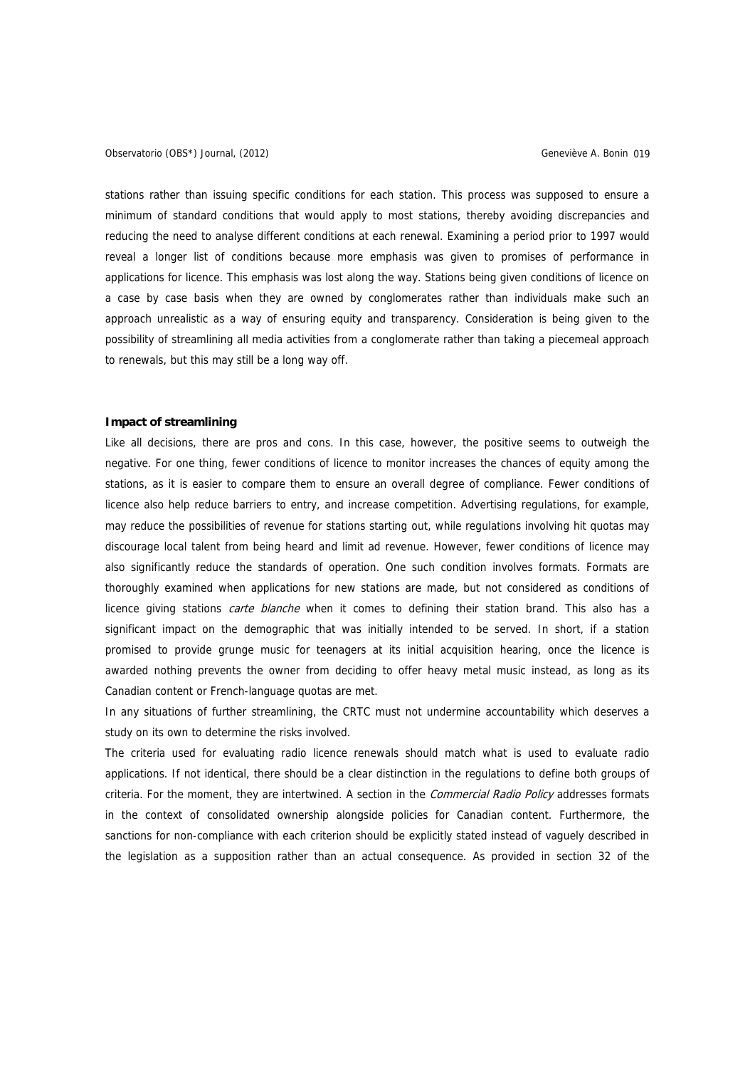stations rather than issuing specific conditions for each station. This process was supposed to ensure a minimum of standard conditions that would apply to most stations, thereby avoiding discrepancies and reducing the need to analyse different conditions at each renewal. Examining a period prior to 1997 would reveal a longer list of conditions because more emphasis was given to promises of performance in applications for licence. This emphasis was lost along the way. Stations being given conditions of licence on a case by case basis when they are owned by conglomerates rather than individuals make such an approach unrealistic as a way of ensuring equity and transparency. Consideration is being given to the possibility of streamlining all media activities from a conglomerate rather than taking a piecemeal approach to renewals, but this may still be a long way off.

**Impact of streamlining**

Like all decisions, there are pros and cons. In this case, however, the positive seems to outweigh the negative. For one thing, fewer conditions of licence to monitor increases the chances of equity among the stations, as it is easier to compare them to ensure an overall degree of compliance. Fewer conditions of licence also help reduce barriers to entry, and increase competition. Advertising regulations, for example, may reduce the possibilities of revenue for stations starting out, while regulations involving hit quotas may discourage local talent from being heard and limit ad revenue. However, fewer conditions of licence may also significantly reduce the standards of operation. One such condition involves formats. Formats are thoroughly examined when applications for new stations are made, but not considered as conditions of licence giving stations *carte blanche* when it comes to defining their station brand. This also has a significant impact on the demographic that was initially intended to be served. In short, if a station promised to provide grunge music for teenagers at its initial acquisition hearing, once the licence is awarded nothing prevents the owner from deciding to offer heavy metal music instead, as long as its Canadian content or French-language quotas are met.

In any situations of further streamlining, the CRTC must not undermine accountability which deserves a study on its own to determine the risks involved.

The criteria used for evaluating radio licence renewals should match what is used to evaluate radio applications. If not identical, there should be a clear distinction in the regulations to define both groups of criteria. For the moment, they are intertwined. A section in the *Commercial Radio Policy* addresses formats in the context of consolidated ownership alongside policies for Canadian content. Furthermore, the sanctions for non-compliance with each criterion should be explicitly stated instead of vaguely described in the legislation as a supposition rather than an actual consequence. As provided in section 32 of the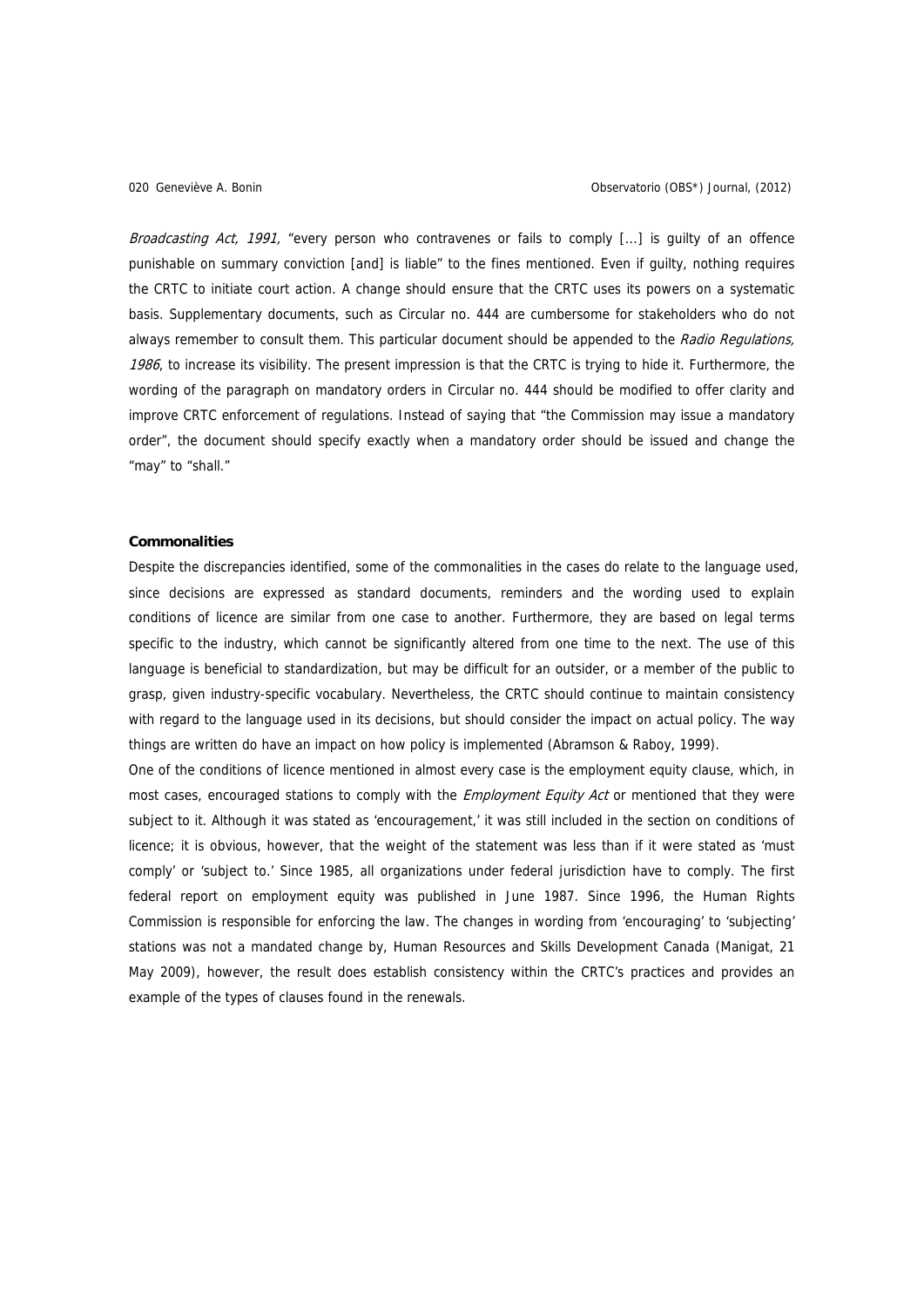*Broadcasting Act, 1991,* "every person who contravenes or fails to comply [...] is guilty of an offence punishable on summary conviction [and] is liable" to the fines mentioned. Even if guilty, nothing requires the CRTC to initiate court action. A change should ensure that the CRTC uses its powers on a systematic basis. Supplementary documents, such as Circular no. 444 are cumbersome for stakeholders who do not always remember to consult them. This particular document should be appended to the *Radio Regulations, 1986*, to increase its visibility. The present impression is that the CRTC is trying to hide it. Furthermore, the wording of the paragraph on mandatory orders in Circular no. 444 should be modified to offer clarity and improve CRTC enforcement of regulations. Instead of saying that "the Commission may issue a mandatory order", the document should specify exactly when a mandatory order should be issued and change the "may" to "shall."

**Commonalities**

Despite the discrepancies identified, some of the commonalities in the cases do relate to the language used, since decisions are expressed as standard documents, reminders and the wording used to explain conditions of licence are similar from one case to another. Furthermore, they are based on legal terms specific to the industry, which cannot be significantly altered from one time to the next. The use of this language is beneficial to standardization, but may be difficult for an outsider, or a member of the public to grasp, given industry-specific vocabulary. Nevertheless, the CRTC should continue to maintain consistency with regard to the language used in its decisions, but should consider the impact on actual policy. The way things are written do have an impact on how policy is implemented (Abramson & Raboy, 1999).

One of the conditions of licence mentioned in almost every case is the employment equity clause, which, in most cases, encouraged stations to comply with the *Employment Equity Act* or mentioned that they were subject to it. Although it was stated as 'encouragement,' it was still included in the section on conditions of licence; it is obvious, however, that the weight of the statement was less than if it were stated as 'must comply' or 'subject to.' Since 1985, all organizations under federal jurisdiction have to comply. The first federal report on employment equity was published in June 1987. Since 1996, the Human Rights Commission is responsible for enforcing the law. The changes in wording from 'encouraging' to 'subjecting' stations was not a mandated change by, Human Resources and Skills Development Canada (Manigat, 21 May 2009), however, the result does establish consistency within the CRTC's practices and provides an example of the types of clauses found in the renewals.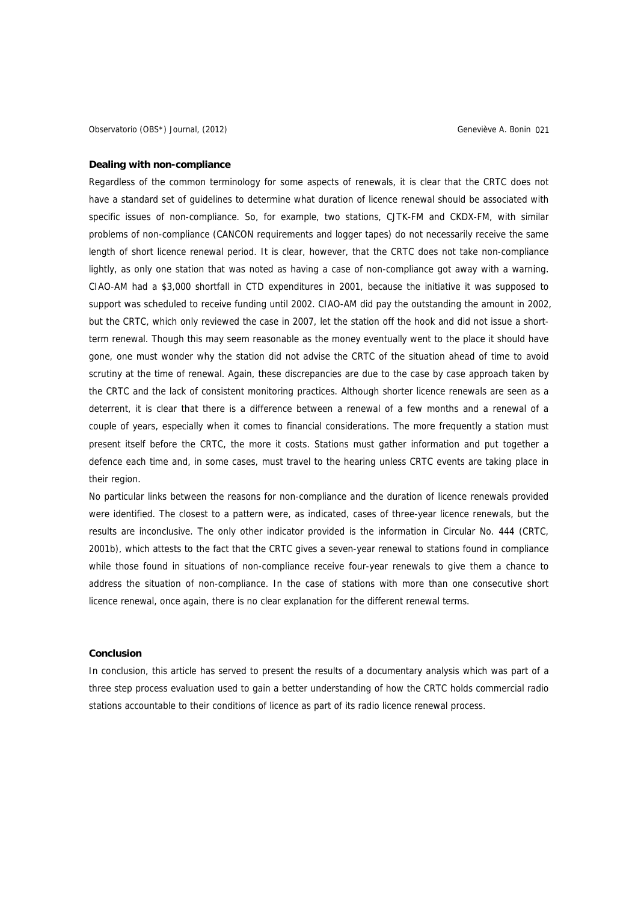**Dealing with non-compliance**

Regardless of the common terminology for some aspects of renewals, it is clear that the CRTC does not have a standard set of guidelines to determine what duration of licence renewal should be associated with specific issues of non-compliance. So, for example, two stations, CJTK-FM and CKDX-FM, with similar problems of non-compliance (CANCON requirements and logger tapes) do not necessarily receive the same length of short licence renewal period. It is clear, however, that the CRTC does not take non-compliance lightly, as only one station that was noted as having a case of non-compliance got away with a warning. CIAO-AM had a $3,000 shortfall in CTD expenditures in 2001, because the initiative it was supposed to support was scheduled to receive funding until 2002. CIAO-AM did pay the outstanding the amount in 2002, but the CRTC, which only reviewed the case in 2007, let the station off the hook and did not issue a short-term renewal. Though this may seem reasonable as the money eventually went to the place it should have gone, one must wonder why the station did not advise the CRTC of the situation ahead of time to avoid scrutiny at the time of renewal. Again, these discrepancies are due to the case by case approach taken by the CRTC and the lack of consistent monitoring practices. Although shorter licence renewals are seen as a deterrent, it is clear that there is a difference between a renewal of a few months and a renewal of a couple of years, especially when it comes to financial considerations. The more frequently a station must present itself before the CRTC, the more it costs. Stations must gather information and put together a defence each time and, in some cases, must travel to the hearing unless CRTC events are taking place in their region.

No particular links between the reasons for non-compliance and the duration of licence renewals provided were identified. The closest to a pattern were, as indicated, cases of three-year licence renewals, but the results are inconclusive. The only other indicator provided is the information in Circular No. 444 (CRTC, 2001b), which attests to the fact that the CRTC gives a seven-year renewal to stations found in compliance while those found in situations of non-compliance receive four-year renewals to give them a chance to address the situation of non-compliance. In the case of stations with more than one consecutive short licence renewal, once again, there is no clear explanation for the different renewal terms.

**Conclusion**

In conclusion, this article has served to present the results of a documentary analysis which was part of a three step process evaluation used to gain a better understanding of how the CRTC holds commercial radio stations accountable to their conditions of licence as part of its radio licence renewal process.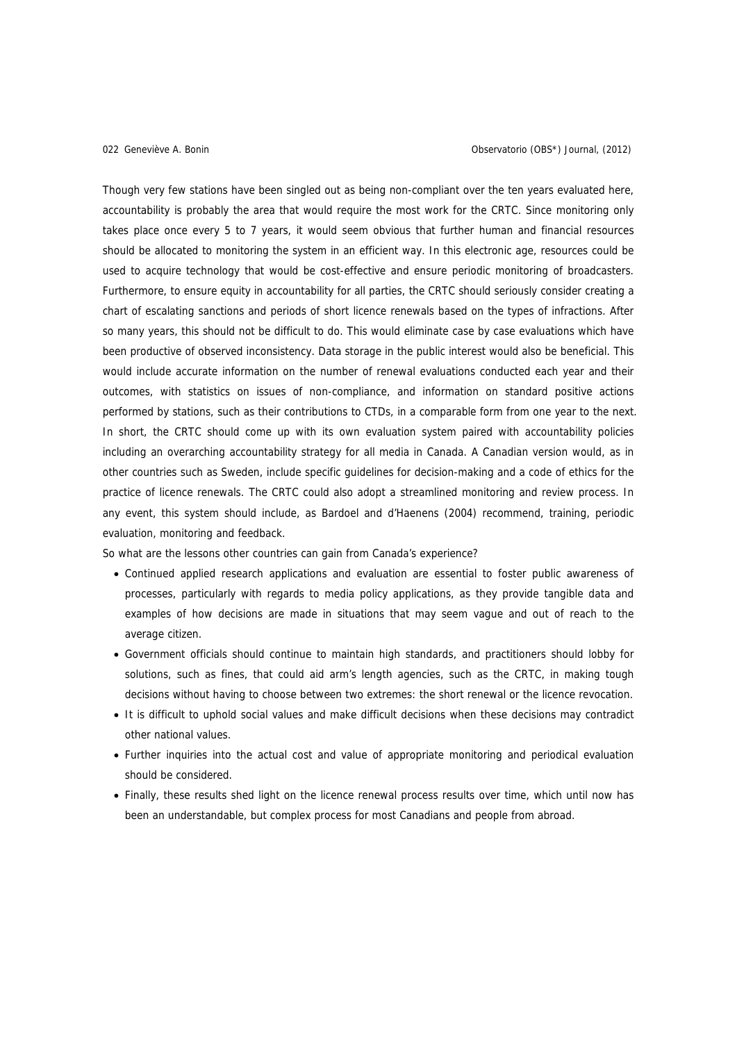Though very few stations have been singled out as being non-compliant over the ten years evaluated here, accountability is probably the area that would require the most work for the CRTC. Since monitoring only takes place once every 5 to 7 years, it would seem obvious that further human and financial resources should be allocated to monitoring the system in an efficient way. In this electronic age, resources could be used to acquire technology that would be cost-effective and ensure periodic monitoring of broadcasters. Furthermore, to ensure equity in accountability for all parties, the CRTC should seriously consider creating a chart of escalating sanctions and periods of short licence renewals based on the types of infractions. After so many years, this should not be difficult to do. This would eliminate case by case evaluations which have been productive of observed inconsistency. Data storage in the public interest would also be beneficial. This would include accurate information on the number of renewal evaluations conducted each year and their outcomes, with statistics on issues of non-compliance, and information on standard positive actions performed by stations, such as their contributions to CTDs, in a comparable form from one year to the next. In short, the CRTC should come up with its own evaluation system paired with accountability policies including an overarching accountability strategy for all media in Canada. A Canadian version would, as in other countries such as Sweden, include specific guidelines for decision-making and a code of ethics for the practice of licence renewals. The CRTC could also adopt a streamlined monitoring and review process. In any event, this system should include, as Bardoel and d'Haenens (2004) recommend, training, periodic evaluation, monitoring and feedback.

So what are the lessons other countries can gain from Canada's experience?

- Continued applied research applications and evaluation are essential to foster public awareness of processes, particularly with regards to media policy applications, as they provide tangible data and examples of how decisions are made in situations that may seem vague and out of reach to the average citizen.
- Government officials should continue to maintain high standards, and practitioners should lobby for solutions, such as fines, that could aid arm's length agencies, such as the CRTC, in making tough decisions without having to choose between two extremes: the short renewal or the licence revocation.
- It is difficult to uphold social values and make difficult decisions when these decisions may contradict other national values.
- Further inquiries into the actual cost and value of appropriate monitoring and periodical evaluation should be considered.
- Finally, these results shed light on the licence renewal process results over time, which until now has been an understandable, but complex process for most Canadians and people from abroad.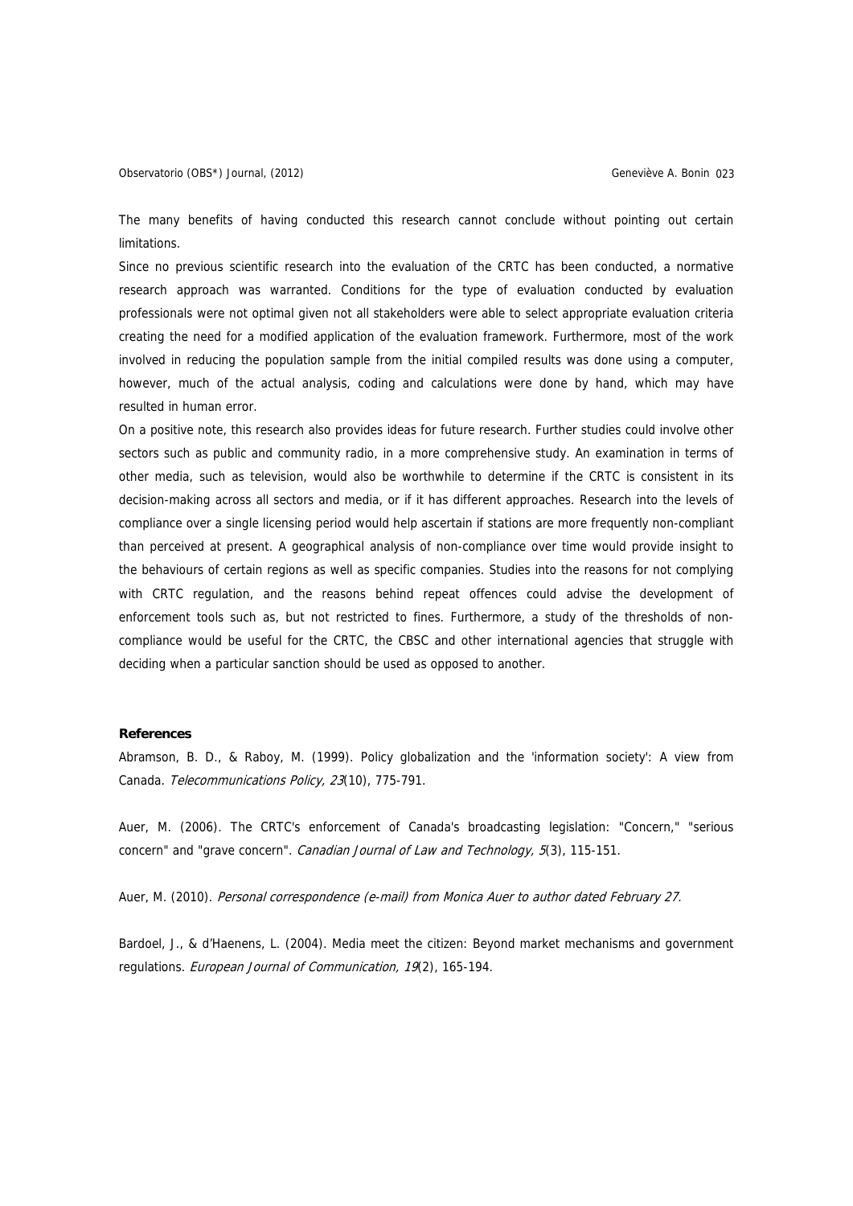The many benefits of having conducted this research cannot conclude without pointing out certain limitations.

Since no previous scientific research into the evaluation of the CRTC has been conducted, a normative research approach was warranted. Conditions for the type of evaluation conducted by evaluation professionals were not optimal given not all stakeholders were able to select appropriate evaluation criteria creating the need for a modified application of the evaluation framework. Furthermore, most of the work involved in reducing the population sample from the initial compiled results was done using a computer, however, much of the actual analysis, coding and calculations were done by hand, which may have resulted in human error.

On a positive note, this research also provides ideas for future research. Further studies could involve other sectors such as public and community radio, in a more comprehensive study. An examination in terms of other media, such as television, would also be worthwhile to determine if the CRTC is consistent in its decision-making across all sectors and media, or if it has different approaches. Research into the levels of compliance over a single licensing period would help ascertain if stations are more frequently non-compliant than perceived at present. A geographical analysis of non-compliance over time would provide insight to the behaviours of certain regions as well as specific companies. Studies into the reasons for not complying with CRTC regulation, and the reasons behind repeat offences could advise the development of enforcement tools such as, but not restricted to fines. Furthermore, a study of the thresholds of non-compliance would be useful for the CRTC, the CBSC and other international agencies that struggle with deciding when a particular sanction should be used as opposed to another.

**References**

Abramson, B. D., & Raboy, M. (1999). Policy globalization and the 'information society': A view from Canada. *Telecommunications Policy, 23*(10), 775-791.

Auer, M. (2006). The CRTC's enforcement of Canada's broadcasting legislation: "Concern," "serious concern" and "grave concern". *Canadian Journal of Law and Technology, 5*(3), 115-151.

Auer, M. (2010). *Personal correspondence (e-mail) from Monica Auer to author dated February 27.*

Bardoel, J., & d'Haenens, L. (2004). Media meet the citizen: Beyond market mechanisms and government regulations. *European Journal of Communication, 19*(2), 165-194.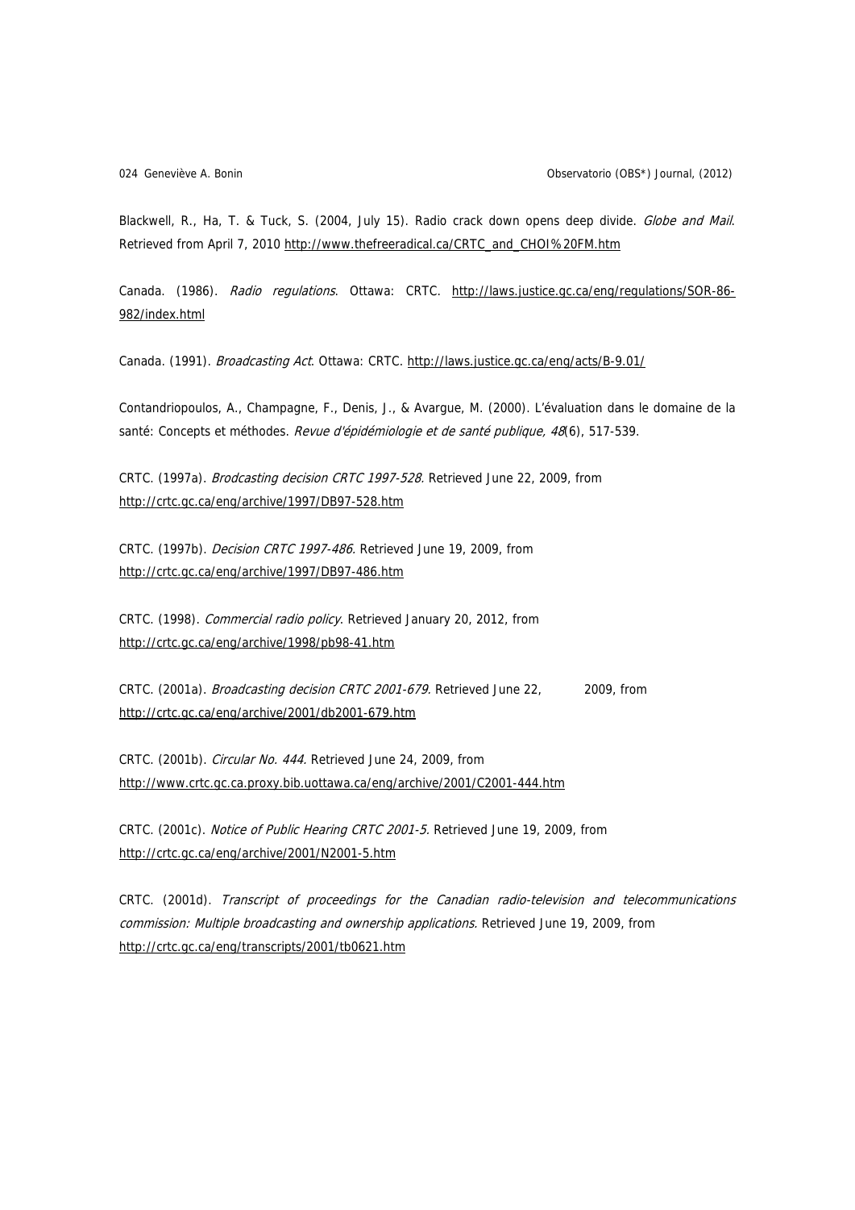Blackwell, R., Ha, T. & Tuck, S. (2004, July 15). Radio crack down opens deep divide. *Globe and Mail*. Retrieved from April 7, 2010 http://www.thefreeradical.ca/CRTC_and_CHOI%20FM.htm

Canada. (1986). *Radio regulations*. Ottawa: CRTC. http://laws.justice.gc.ca/eng/regulations/SOR-86-982/index.html

Canada. (1991). *Broadcasting Act*. Ottawa: CRTC. http://laws.justice.gc.ca/eng/acts/B-9.01/

Contandriopoulos, A., Champagne, F., Denis, J., & Avargue, M. (2000). L'évaluation dans le domaine de la santé: Concepts et méthodes. *Revue d'épidémiologie et de santé publique, 48*(6), 517-539.

CRTC. (1997a). *Brodcasting decision CRTC 1997-528*. Retrieved June 22, 2009, from http://crtc.gc.ca/eng/archive/1997/DB97-528.htm

CRTC. (1997b). *Decision CRTC 1997-486*. Retrieved June 19, 2009, from http://crtc.gc.ca/eng/archive/1997/DB97-486.htm

CRTC. (1998). *Commercial radio policy*. Retrieved January 20, 2012, from http://crtc.gc.ca/eng/archive/1998/pb98-41.htm

CRTC. (2001a). *Broadcasting decision CRTC 2001-679*. Retrieved June 22, 2009, from http://crtc.gc.ca/eng/archive/2001/db2001-679.htm

CRTC. (2001b). *Circular No. 444*. Retrieved June 24, 2009, from http://www.crtc.gc.ca.proxy.bib.uottawa.ca/eng/archive/2001/C2001-444.htm

CRTC. (2001c). *Notice of Public Hearing CRTC 2001-5*. Retrieved June 19, 2009, from http://crtc.gc.ca/eng/archive/2001/N2001-5.htm

CRTC. (2001d). *Transcript of proceedings for the Canadian radio-television and telecommunications commission: Multiple broadcasting and ownership applications*. Retrieved June 19, 2009, from http://crtc.gc.ca/eng/transcripts/2001/tb0621.htm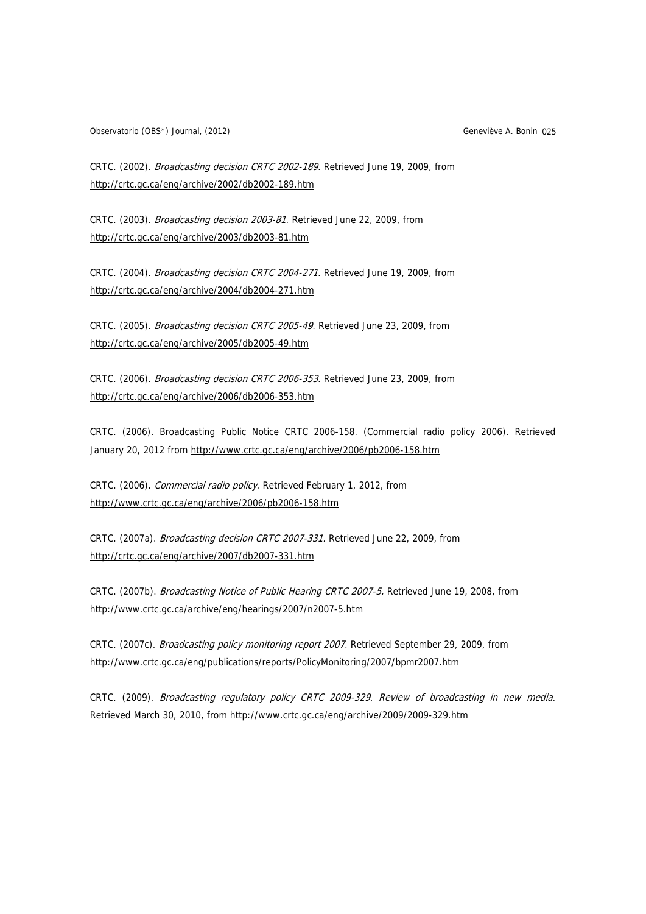CRTC. (2002). *Broadcasting decision CRTC 2002-189.* Retrieved June 19, 2009, from http://crtc.gc.ca/eng/archive/2002/db2002-189.htm

CRTC. (2003). *Broadcasting decision 2003-81.* Retrieved June 22, 2009, from http://crtc.gc.ca/eng/archive/2003/db2003-81.htm

CRTC. (2004). *Broadcasting decision CRTC 2004-271.* Retrieved June 19, 2009, from http://crtc.gc.ca/eng/archive/2004/db2004-271.htm

CRTC. (2005). *Broadcasting decision CRTC 2005-49*. Retrieved June 23, 2009, from http://crtc.gc.ca/eng/archive/2005/db2005-49.htm

CRTC. (2006). *Broadcasting decision CRTC 2006-353*. Retrieved June 23, 2009, from http://crtc.gc.ca/eng/archive/2006/db2006-353.htm

CRTC. (2006). Broadcasting Public Notice CRTC 2006-158. (Commercial radio policy 2006). Retrieved January 20, 2012 from http://www.crtc.gc.ca/eng/archive/2006/pb2006-158.htm

CRTC. (2006). *Commercial radio policy*. Retrieved February 1, 2012, from http://www.crtc.gc.ca/eng/archive/2006/pb2006-158.htm

CRTC. (2007a). *Broadcasting decision CRTC 2007-331.* Retrieved June 22, 2009, from http://crtc.gc.ca/eng/archive/2007/db2007-331.htm

CRTC. (2007b). *Broadcasting Notice of Public Hearing CRTC 2007-5.* Retrieved June 19, 2008, from http://www.crtc.gc.ca/archive/eng/hearings/2007/n2007-5.htm

CRTC. (2007c). *Broadcasting policy monitoring report 2007.* Retrieved September 29, 2009, from http://www.crtc.gc.ca/eng/publications/reports/PolicyMonitoring/2007/bpmr2007.htm

CRTC. (2009). *Broadcasting regulatory policy CRTC 2009-329. Review of broadcasting in new media*. Retrieved March 30, 2010, from http://www.crtc.gc.ca/eng/archive/2009/2009-329.htm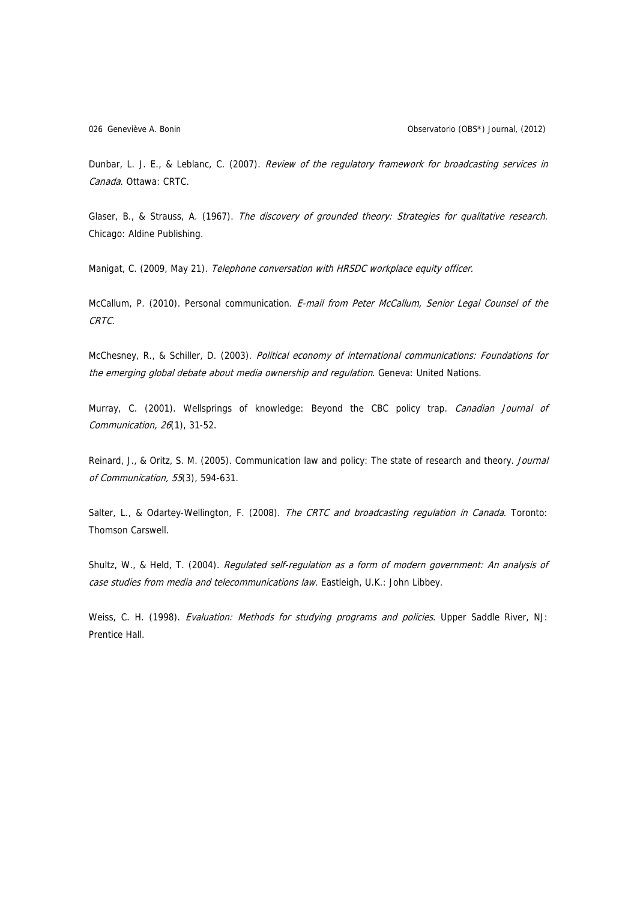Dunbar, L. J. E., & Leblanc, C. (2007). *Review of the regulatory framework for broadcasting services in Canada*. Ottawa: CRTC.

Glaser, B., & Strauss, A. (1967). *The discovery of grounded theory: Strategies for qualitative research*. Chicago: Aldine Publishing.

Manigat, C. (2009, May 21). *Telephone conversation with HRSDC workplace equity officer.*

McCallum, P. (2010). Personal communication. *E-mail from Peter McCallum, Senior Legal Counsel of the CRTC.*

McChesney, R., & Schiller, D. (2003). *Political economy of international communications: Foundations for the emerging global debate about media ownership and regulation*. Geneva: United Nations.

Murray, C. (2001). Wellsprings of knowledge: Beyond the CBC policy trap. *Canadian Journal of Communication, 26*(1), 31-52.

Reinard, J., & Oritz, S. M. (2005). Communication law and policy: The state of research and theory. *Journal of Communication, 55*(3), 594-631.

Salter, L., & Odartey-Wellington, F. (2008). *The CRTC and broadcasting regulation in Canada*. Toronto: Thomson Carswell.

Shultz, W., & Held, T. (2004). *Regulated self-regulation as a form of modern government: An analysis of case studies from media and telecommunications law*. Eastleigh, U.K.: John Libbey.

Weiss, C. H. (1998). *Evaluation: Methods for studying programs and policies*. Upper Saddle River, NJ: Prentice Hall.